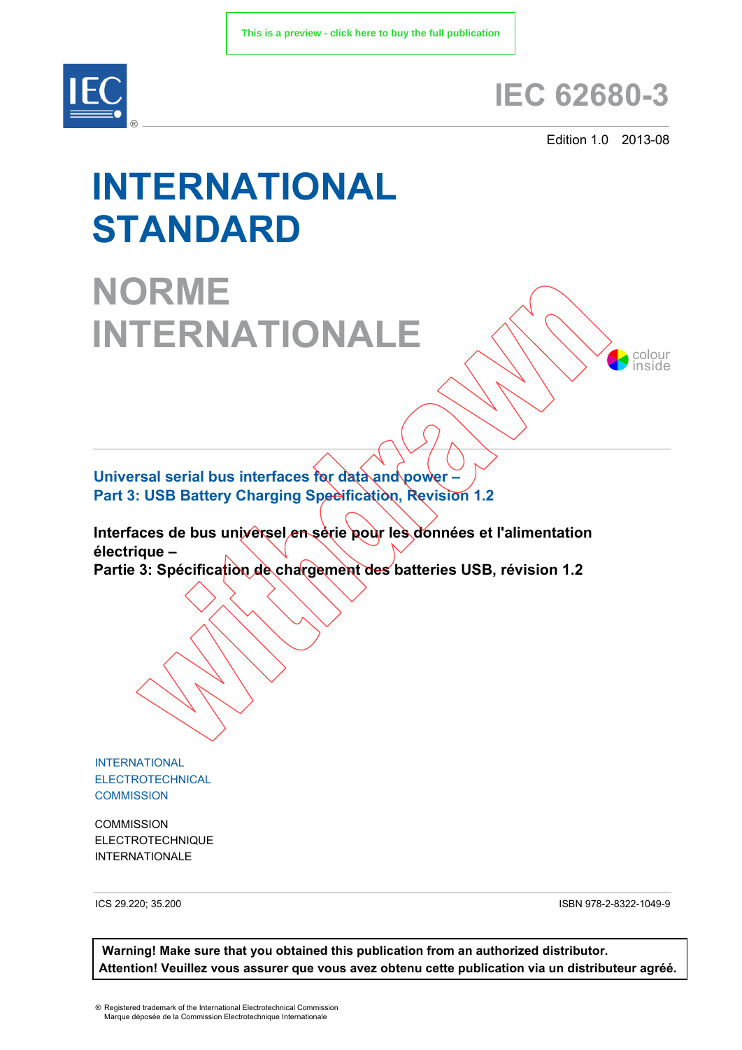This is a preview - click here to buy the full publication

# IEC 62680-3

Edition 1.0 2013-08

# INTERNATIONAL STANDARD

# NORME INTERNATIONALE

colour inside

Withdrawn

## Universal serial bus interfaces for data and power – Part 3: USB Battery Charging Specification, Revision 1.2

## Interfaces de bus universel en série pour les données et l'alimentation électrique – Partie 3: Spécification de chargement des batteries USB, révision 1.2

INTERNATIONAL ELECTROTECHNICAL COMMISSION

COMMISSION ELECTROTECHNIQUE INTERNATIONALE

ICS 29.220; 35.200

ISBN 978-2-8322-1049-9

**Warning! Make sure that you obtained this publication from an authorized distributor.**
**Attention! Veuillez vous assurer que vous avez obtenu cette publication via un distributeur agréé.**

® Registered trademark of the International Electrotechnical Commission
Marque déposée de la Commission Electrotechnique Internationale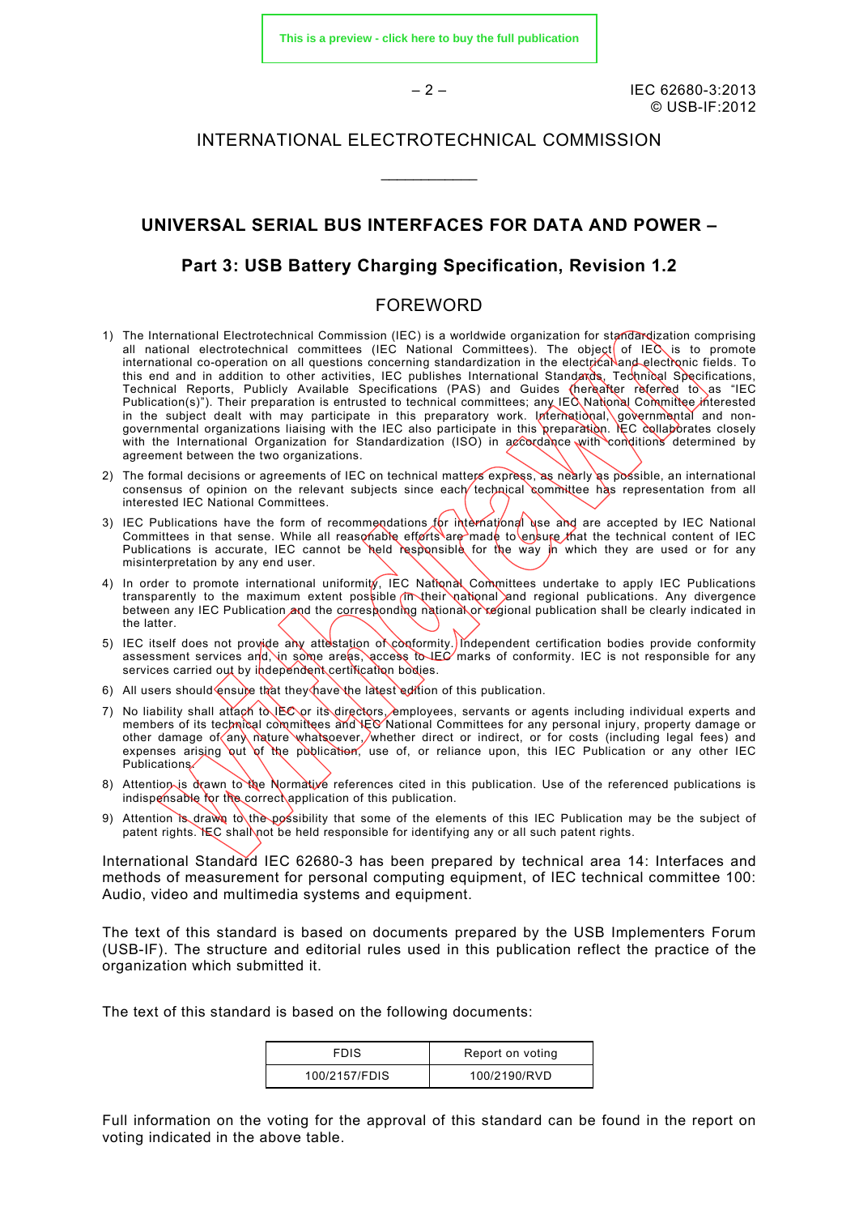INTERNATIONAL ELECTROTECHNICAL COMMISSION

____________

## UNIVERSAL SERIAL BUS INTERFACES FOR DATA AND POWER –

## Part 3: USB Battery Charging Specification, Revision 1.2

## FOREWORD

1) The International Electrotechnical Commission (IEC) is a worldwide organization for standardization comprising all national electrotechnical committees (IEC National Committees). The object of IEC is to promote international co-operation on all questions concerning standardization in the electrical and electronic fields. To this end and in addition to other activities, IEC publishes International Standards, Technical Specifications, Technical Reports, Publicly Available Specifications (PAS) and Guides (hereafter referred to as "IEC Publication(s)"). Their preparation is entrusted to technical committees; any IEC National Committee interested in the subject dealt with may participate in this preparatory work. International, governmental and non-governmental organizations liaising with the IEC also participate in this preparation. IEC collaborates closely with the International Organization for Standardization (ISO) in accordance with conditions determined by agreement between the two organizations.
2) The formal decisions or agreements of IEC on technical matters express, as nearly as possible, an international consensus of opinion on the relevant subjects since each technical committee has representation from all interested IEC National Committees.
3) IEC Publications have the form of recommendations for international use and are accepted by IEC National Committees in that sense. While all reasonable efforts are made to ensure that the technical content of IEC Publications is accurate, IEC cannot be held responsible for the way in which they are used or for any misinterpretation by any end user.
4) In order to promote international uniformity, IEC National Committees undertake to apply IEC Publications transparently to the maximum extent possible in their national and regional publications. Any divergence between any IEC Publication and the corresponding national or regional publication shall be clearly indicated in the latter.
5) IEC itself does not provide any attestation of conformity. Independent certification bodies provide conformity assessment services and, in some areas, access to IEC marks of conformity. IEC is not responsible for any services carried out by independent certification bodies.
6) All users should ensure that they have the latest edition of this publication.
7) No liability shall attach to IEC or its directors, employees, servants or agents including individual experts and members of its technical committees and IEC National Committees for any personal injury, property damage or other damage of any nature whatsoever, whether direct or indirect, or for costs (including legal fees) and expenses arising out of the publication, use of, or reliance upon, this IEC Publication or any other IEC Publications.
8) Attention is drawn to the Normative references cited in this publication. Use of the referenced publications is indispensable for the correct application of this publication.
9) Attention is drawn to the possibility that some of the elements of this IEC Publication may be the subject of patent rights. IEC shall not be held responsible for identifying any or all such patent rights.

International Standard IEC 62680-3 has been prepared by technical area 14: Interfaces and methods of measurement for personal computing equipment, of IEC technical committee 100: Audio, video and multimedia systems and equipment.

The text of this standard is based on documents prepared by the USB Implementers Forum (USB-IF). The structure and editorial rules used in this publication reflect the practice of the organization which submitted it.

The text of this standard is based on the following documents:

| FDIS | Report on voting |
|---|---|
| 100/2157/FDIS | 100/2190/RVD |

Full information on the voting for the approval of this standard can be found in the report on voting indicated in the above table.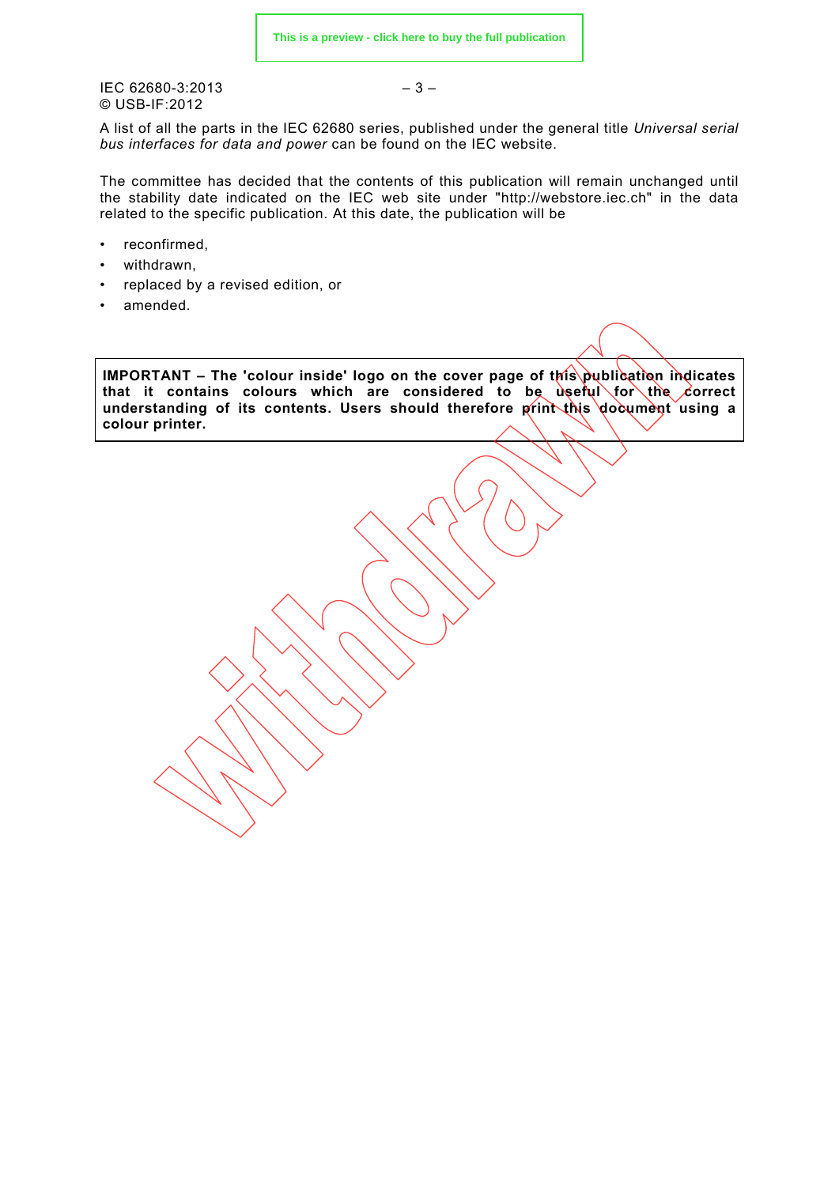A list of all the parts in the IEC 62680 series, published under the general title *Universal serial bus interfaces for data and power* can be found on the IEC website.

The committee has decided that the contents of this publication will remain unchanged until the stability date indicated on the IEC web site under "http://webstore.iec.ch" in the data related to the specific publication. At this date, the publication will be

- reconfirmed,
- withdrawn,
- replaced by a revised edition, or
- amended.

**IMPORTANT – The 'colour inside' logo on the cover page of this publication indicates that it contains colours which are considered to be useful for the correct understanding of its contents. Users should therefore print this document using a colour printer.**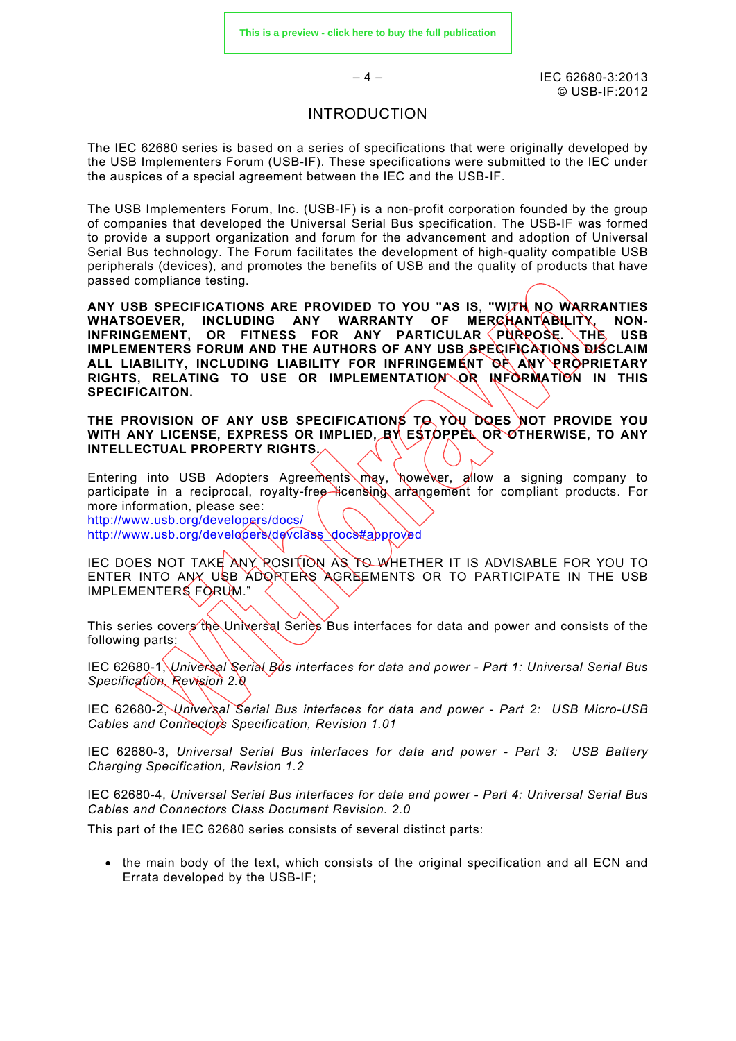# INTRODUCTION

The IEC 62680 series is based on a series of specifications that were originally developed by the USB Implementers Forum (USB-IF). These specifications were submitted to the IEC under the auspices of a special agreement between the IEC and the USB-IF.

The USB Implementers Forum, Inc. (USB-IF) is a non-profit corporation founded by the group of companies that developed the Universal Serial Bus specification. The USB-IF was formed to provide a support organization and forum for the advancement and adoption of Universal Serial Bus technology. The Forum facilitates the development of high-quality compatible USB peripherals (devices), and promotes the benefits of USB and the quality of products that have passed compliance testing.

**ANY USB SPECIFICATIONS ARE PROVIDED TO YOU "AS IS, "WITH NO WARRANTIES WHATSOEVER, INCLUDING ANY WARRANTY OF MERCHANTABILITY, NON-INFRINGEMENT, OR FITNESS FOR ANY PARTICULAR PURPOSE. THE USB IMPLEMENTERS FORUM AND THE AUTHORS OF ANY USB SPECIFICATIONS DISCLAIM ALL LIABILITY, INCLUDING LIABILITY FOR INFRINGEMENT OF ANY PROPRIETARY RIGHTS, RELATING TO USE OR IMPLEMENTATION OR INFORMATION IN THIS SPECIFICAITON.**

**THE PROVISION OF ANY USB SPECIFICATIONS TO YOU DOES NOT PROVIDE YOU WITH ANY LICENSE, EXPRESS OR IMPLIED, BY ESTOPPEL OR OTHERWISE, TO ANY INTELLECTUAL PROPERTY RIGHTS.**

Entering into USB Adopters Agreements may, however, allow a signing company to participate in a reciprocal, royalty-free licensing arrangement for compliant products. For more information, please see:
http://www.usb.org/developers/docs/
http://www.usb.org/developers/devclass_docs#approved

IEC DOES NOT TAKE ANY POSITION AS TO WHETHER IT IS ADVISABLE FOR YOU TO ENTER INTO ANY USB ADOPTERS AGREEMENTS OR TO PARTICIPATE IN THE USB IMPLEMENTERS FORUM."

This series covers the Universal Series Bus interfaces for data and power and consists of the following parts:

IEC 62680-1, *Universal Serial Bus interfaces for data and power - Part 1: Universal Serial Bus Specification, Revision 2.0*

IEC 62680-2, *Universal Serial Bus interfaces for data and power - Part 2: USB Micro-USB Cables and Connectors Specification, Revision 1.01*

IEC 62680-3, *Universal Serial Bus interfaces for data and power - Part 3: USB Battery Charging Specification, Revision 1.2*

IEC 62680-4, *Universal Serial Bus interfaces for data and power - Part 4: Universal Serial Bus Cables and Connectors Class Document Revision. 2.0*

This part of the IEC 62680 series consists of several distinct parts:

- the main body of the text, which consists of the original specification and all ECN and Errata developed by the USB-IF;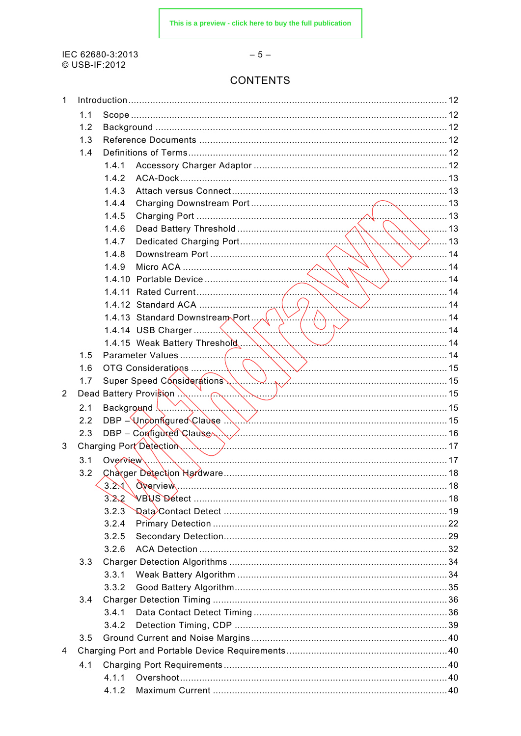# CONTENTS

1 Introduction .......................................................................................................... 12

1.1 Scope .......................................................................................................... 12

1.2 Background .......................................................................................................... 12

1.3 Reference Documents .......................................................................................................... 12

1.4 Definitions of Terms .......................................................................................................... 12

1.4.1 Accessory Charger Adaptor .......................................................................................................... 12

1.4.2 ACA-Dock .......................................................................................................... 13

1.4.3 Attach versus Connect .......................................................................................................... 13

1.4.4 Charging Downstream Port .......................................................................................................... 13

1.4.5 Charging Port .......................................................................................................... 13

1.4.6 Dead Battery Threshold .......................................................................................................... 13

1.4.7 Dedicated Charging Port .......................................................................................................... 13

1.4.8 Downstream Port .......................................................................................................... 14

1.4.9 Micro ACA .......................................................................................................... 14

1.4.10 Portable Device .......................................................................................................... 14

1.4.11 Rated Current .......................................................................................................... 14

1.4.12 Standard ACA .......................................................................................................... 14

1.4.13 Standard Downstream Port .......................................................................................................... 14

1.4.14 USB Charger .......................................................................................................... 14

1.4.15 Weak Battery Threshold .......................................................................................................... 14

1.5 Parameter Values .......................................................................................................... 14

1.6 OTG Considerations .......................................................................................................... 15

1.7 Super Speed Considerations .......................................................................................................... 15

2 Dead Battery Provision .......................................................................................................... 15

2.1 Background .......................................................................................................... 15

2.2 DBP – Unconfigured Clause .......................................................................................................... 15

2.3 DBP – Configured Clause .......................................................................................................... 16

3 Charging Port Detection .......................................................................................................... 17

3.1 Overview .......................................................................................................... 17

3.2 Charger Detection Hardware .......................................................................................................... 18

3.2.1 Overview .......................................................................................................... 18

3.2.2 VBUS Detect .......................................................................................................... 18

3.2.3 Data Contact Detect .......................................................................................................... 19

3.2.4 Primary Detection .......................................................................................................... 22

3.2.5 Secondary Detection .......................................................................................................... 29

3.2.6 ACA Detection .......................................................................................................... 32

3.3 Charger Detection Algorithms .......................................................................................................... 34

3.3.1 Weak Battery Algorithm .......................................................................................................... 34

3.3.2 Good Battery Algorithm .......................................................................................................... 35

3.4 Charger Detection Timing .......................................................................................................... 36

3.4.1 Data Contact Detect Timing .......................................................................................................... 36

3.4.2 Detection Timing, CDP .......................................................................................................... 39

3.5 Ground Current and Noise Margins .......................................................................................................... 40

4 Charging Port and Portable Device Requirements .......................................................................................................... 40

4.1 Charging Port Requirements .......................................................................................................... 40

4.1.1 Overshoot .......................................................................................................... 40

4.1.2 Maximum Current .......................................................................................................... 40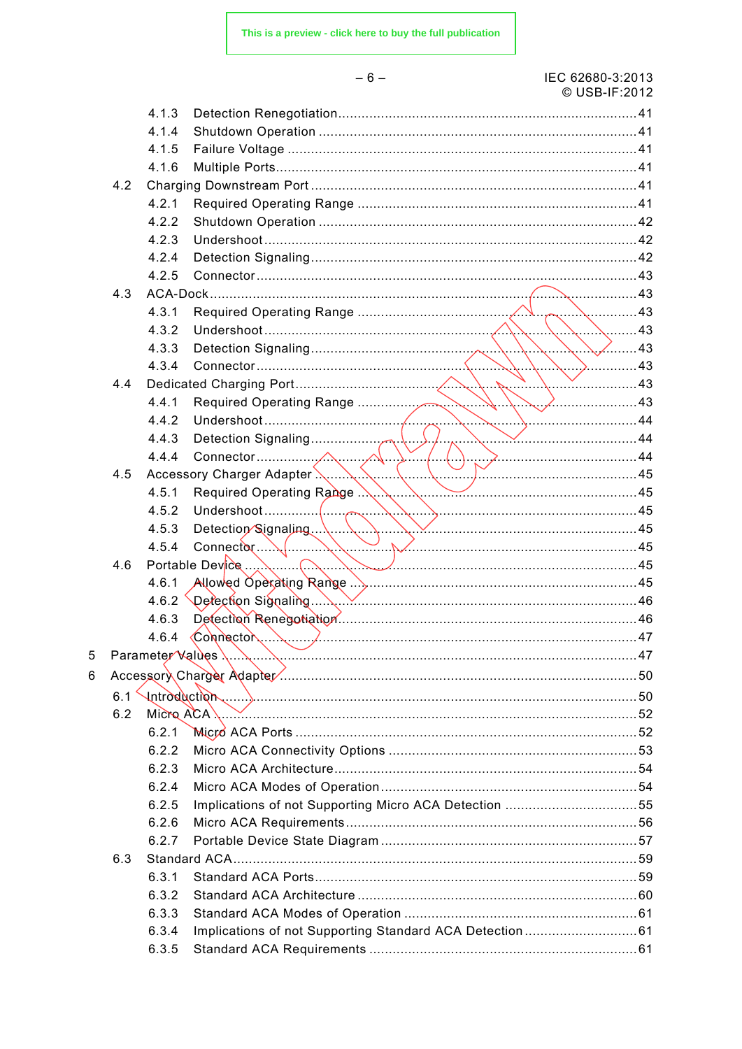4.1.3 Detection Renegotiation ... 41
4.1.4 Shutdown Operation ... 41
4.1.5 Failure Voltage ... 41
4.1.6 Multiple Ports ... 41
4.2 Charging Downstream Port ... 41
4.2.1 Required Operating Range ... 41
4.2.2 Shutdown Operation ... 42
4.2.3 Undershoot ... 42
4.2.4 Detection Signaling ... 42
4.2.5 Connector ... 43
4.3 ACA-Dock ... 43
4.3.1 Required Operating Range ... 43
4.3.2 Undershoot ... 43
4.3.3 Detection Signaling ... 43
4.3.4 Connector ... 43
4.4 Dedicated Charging Port ... 43
4.4.1 Required Operating Range ... 43
4.4.2 Undershoot ... 44
4.4.3 Detection Signaling ... 44
4.4.4 Connector ... 44
4.5 Accessory Charger Adapter ... 45
4.5.1 Required Operating Range ... 45
4.5.2 Undershoot ... 45
4.5.3 Detection Signaling ... 45
4.5.4 Connector ... 45
4.6 Portable Device ... 45
4.6.1 Allowed Operating Range ... 45
4.6.2 Detection Signaling ... 46
4.6.3 Detection Renegotiation ... 46
4.6.4 Connector ... 47
5 Parameter Values ... 47
6 Accessory Charger Adapter ... 50
6.1 Introduction ... 50
6.2 Micro ACA ... 52
6.2.1 Micro ACA Ports ... 52
6.2.2 Micro ACA Connectivity Options ... 53
6.2.3 Micro ACA Architecture ... 54
6.2.4 Micro ACA Modes of Operation ... 54
6.2.5 Implications of not Supporting Micro ACA Detection ... 55
6.2.6 Micro ACA Requirements ... 56
6.2.7 Portable Device State Diagram ... 57
6.3 Standard ACA ... 59
6.3.1 Standard ACA Ports ... 59
6.3.2 Standard ACA Architecture ... 60
6.3.3 Standard ACA Modes of Operation ... 61
6.3.4 Implications of not Supporting Standard ACA Detection ... 61
6.3.5 Standard ACA Requirements ... 61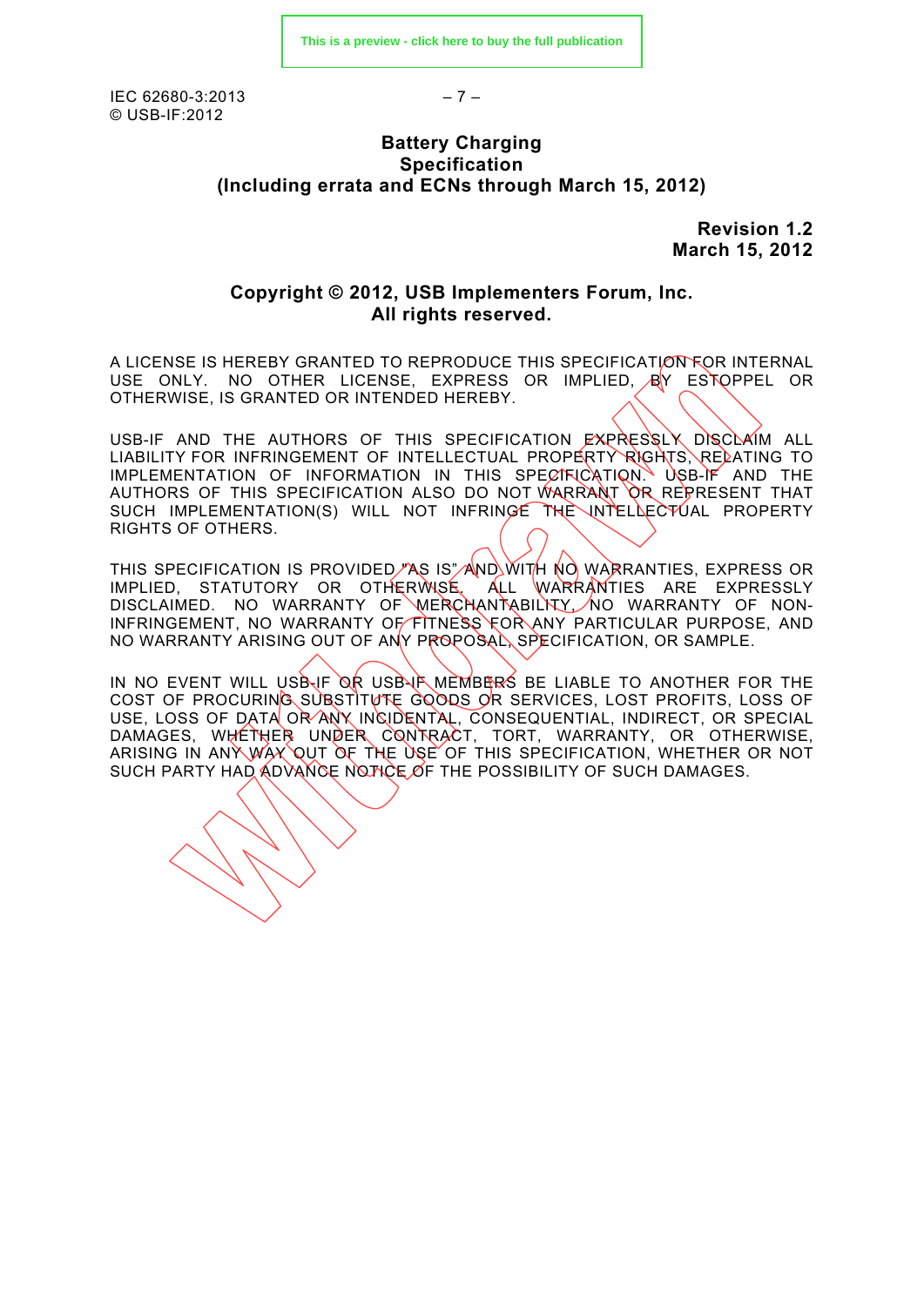# Battery Charging Specification (Including errata and ECNs through March 15, 2012)

**Revision 1.2**
**March 15, 2012**

**Copyright © 2012, USB Implementers Forum, Inc.**
**All rights reserved.**

A LICENSE IS HEREBY GRANTED TO REPRODUCE THIS SPECIFICATION FOR INTERNAL USE ONLY. NO OTHER LICENSE, EXPRESS OR IMPLIED, BY ESTOPPEL OR OTHERWISE, IS GRANTED OR INTENDED HEREBY.

USB-IF AND THE AUTHORS OF THIS SPECIFICATION EXPRESSLY DISCLAIM ALL LIABILITY FOR INFRINGEMENT OF INTELLECTUAL PROPERTY RIGHTS, RELATING TO IMPLEMENTATION OF INFORMATION IN THIS SPECIFICATION. USB-IF AND THE AUTHORS OF THIS SPECIFICATION ALSO DO NOT WARRANT OR REPRESENT THAT SUCH IMPLEMENTATION(S) WILL NOT INFRINGE THE INTELLECTUAL PROPERTY RIGHTS OF OTHERS.

THIS SPECIFICATION IS PROVIDED "AS IS" AND WITH NO WARRANTIES, EXPRESS OR IMPLIED, STATUTORY OR OTHERWISE. ALL WARRANTIES ARE EXPRESSLY DISCLAIMED. NO WARRANTY OF MERCHANTABILITY, NO WARRANTY OF NON-INFRINGEMENT, NO WARRANTY OF FITNESS FOR ANY PARTICULAR PURPOSE, AND NO WARRANTY ARISING OUT OF ANY PROPOSAL, SPECIFICATION, OR SAMPLE.

IN NO EVENT WILL USB-IF OR USB-IF MEMBERS BE LIABLE TO ANOTHER FOR THE COST OF PROCURING SUBSTITUTE GOODS OR SERVICES, LOST PROFITS, LOSS OF USE, LOSS OF DATA OR ANY INCIDENTAL, CONSEQUENTIAL, INDIRECT, OR SPECIAL DAMAGES, WHETHER UNDER CONTRACT, TORT, WARRANTY, OR OTHERWISE, ARISING IN ANY WAY OUT OF THE USE OF THIS SPECIFICATION, WHETHER OR NOT SUCH PARTY HAD ADVANCE NOTICE OF THE POSSIBILITY OF SUCH DAMAGES.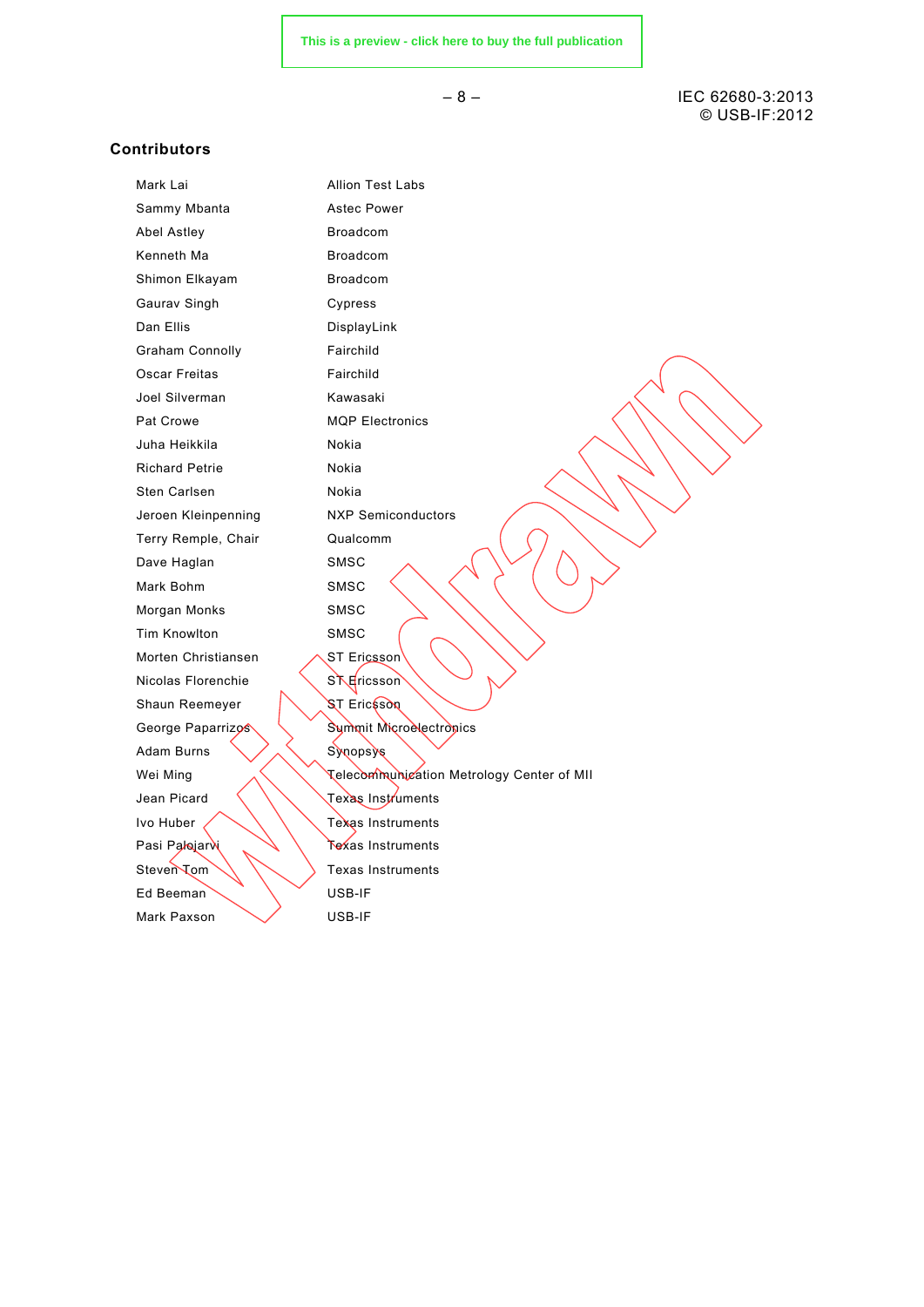## Contributors

| | |
|---|---|
| Mark Lai | Allion Test Labs |
| Sammy Mbanta | Astec Power |
| Abel Astley | Broadcom |
| Kenneth Ma | Broadcom |
| Shimon Elkayam | Broadcom |
| Gaurav Singh | Cypress |
| Dan Ellis | DisplayLink |
| Graham Connolly | Fairchild |
| Oscar Freitas | Fairchild |
| Joel Silverman | Kawasaki |
| Pat Crowe | MQP Electronics |
| Juha Heikkila | Nokia |
| Richard Petrie | Nokia |
| Sten Carlsen | Nokia |
| Jeroen Kleinpenning | NXP Semiconductors |
| Terry Remple, Chair | Qualcomm |
| Dave Haglan | SMSC |
| Mark Bohm | SMSC |
| Morgan Monks | SMSC |
| Tim Knowlton | SMSC |
| Morten Christiansen | ST Ericsson |
| Nicolas Florenchie | ST Ericsson |
| Shaun Reemeyer | ST Ericsson |
| George Paparrizos | Summit Microelectronics |
| Adam Burns | Synopsys |
| Wei Ming | Telecommunication Metrology Center of MII |
| Jean Picard | Texas Instruments |
| Ivo Huber | Texas Instruments |
| Pasi Palojarvi | Texas Instruments |
| Steven Tom | Texas Instruments |
| Ed Beeman | USB-IF |
| Mark Paxson | USB-IF |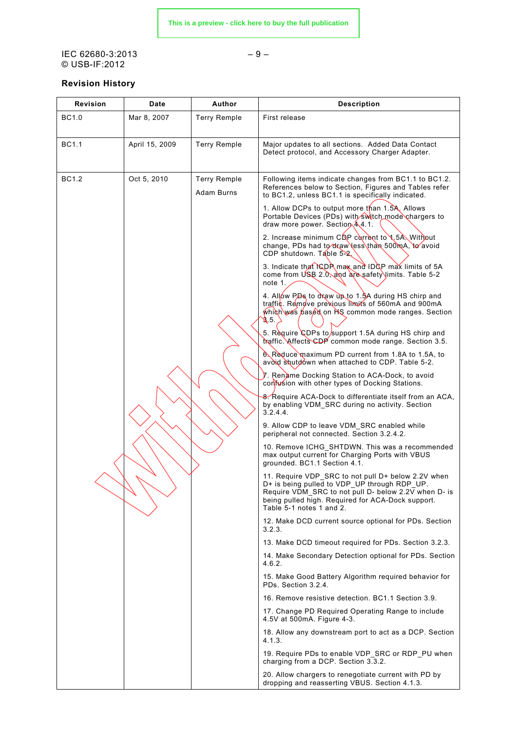## Revision History

| Revision | Date | Author | Description |
|---|---|---|---|
| BC1.0 | Mar 8, 2007 | Terry Remple | First release |
| BC1.1 | April 15, 2009 | Terry Remple | Major updates to all sections. Added Data Contact Detect protocol, and Accessory Charger Adapter. |
| BC1.2 | Oct 5, 2010 | Terry Remple<br>Adam Burns | Following items indicate changes from BC1.1 to BC1.2. References below to Section, Figures and Tables refer to BC1.2, unless BC1.1 is specifically indicated.<br><br>1. Allow DCPs to output more than 1.5A. Allows Portable Devices (PDs) with switch mode chargers to draw more power. Section 4.4.1.<br><br>2. Increase minimum CDP current to 1.5A. Without change, PDs had to draw less than 500mA, to avoid CDP shutdown. Table 5-2.<br><br>3. Indicate that ICDP max and IDCP max limits of 5A come from USB 2.0, and are safety limits. Table 5-2 note 1.<br><br>4. Allow PDs to draw up to 1.5A during HS chirp and traffic. Remove previous limits of 560mA and 900mA which was based on HS common mode ranges. Section 3.5.<br><br>5. Require CDPs to support 1.5A during HS chirp and traffic. Affects CDP common mode range. Section 3.5.<br><br>6. Reduce maximum PD current from 1.8A to 1.5A, to avoid shutdown when attached to CDP. Table 5-2.<br><br>7. Rename Docking Station to ACA-Dock, to avoid confusion with other types of Docking Stations.<br><br>8. Require ACA-Dock to differentiate itself from an ACA, by enabling VDM_SRC during no activity. Section 3.2.4.4.<br><br>9. Allow CDP to leave VDM_SRC enabled while peripheral not connected. Section 3.2.4.2.<br><br>10. Remove ICHG_SHTDWN. This was a recommended max output current for Charging Ports with VBUS grounded. BC1.1 Section 4.1.<br><br>11. Require VDP_SRC to not pull D+ below 2.2V when D+ is being pulled to VDP_UP through RDP_UP. Require VDM_SRC to not pull D- below 2.2V when D- is being pulled high. Required for ACA-Dock support. Table 5-1 notes 1 and 2.<br><br>12. Make DCD current source optional for PDs. Section 3.2.3.<br><br>13. Make DCD timeout required for PDs. Section 3.2.3.<br><br>14. Make Secondary Detection optional for PDs. Section 4.6.2.<br><br>15. Make Good Battery Algorithm required behavior for PDs. Section 3.2.4.<br><br>16. Remove resistive detection. BC1.1 Section 3.9.<br><br>17. Change PD Required Operating Range to include 4.5V at 500mA. Figure 4-3.<br><br>18. Allow any downstream port to act as a DCP. Section 4.1.3.<br><br>19. Require PDs to enable VDP_SRC or RDP_PU when charging from a DCP. Section 3.3.2.<br><br>20. Allow chargers to renegotiate current with PD by dropping and reasserting VBUS. Section 4.1.3. |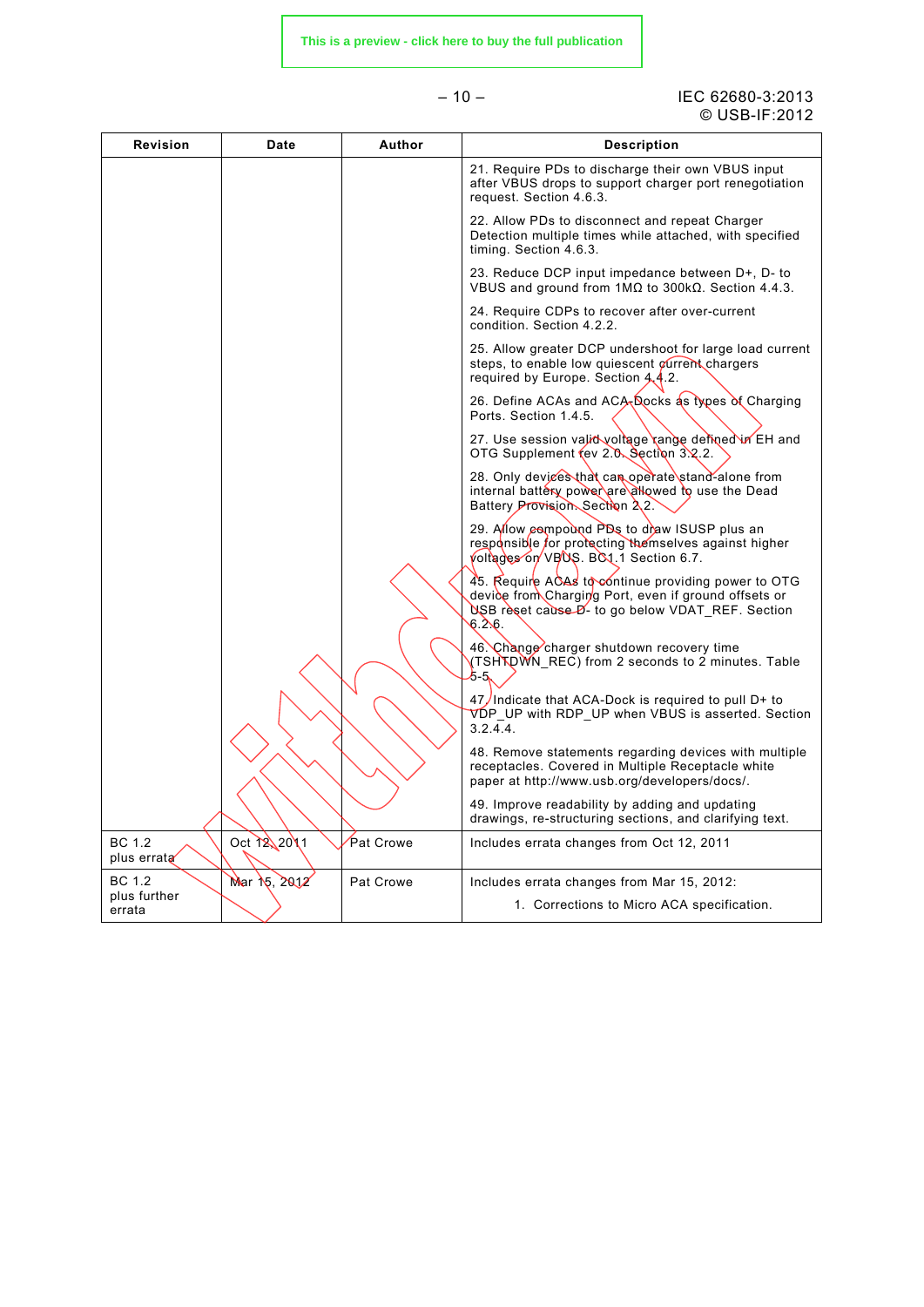| Revision | Date | Author | Description |
|---|---|---|---|
| | | | 21. Require PDs to discharge their own VBUS input after VBUS drops to support charger port renegotiation request. Section 4.6.3.<br><br>22. Allow PDs to disconnect and repeat Charger Detection multiple times while attached, with specified timing. Section 4.6.3.<br><br>23. Reduce DCP input impedance between D+, D- to VBUS and ground from 1MΩ to 300kΩ. Section 4.4.3.<br><br>24. Require CDPs to recover after over-current condition. Section 4.2.2.<br><br>25. Allow greater DCP undershoot for large load current steps, to enable low quiescent current chargers required by Europe. Section 4.4.2.<br><br>26. Define ACAs and ACA-Docks as types of Charging Ports. Section 1.4.5.<br><br>27. Use session valid voltage range defined in EH and OTG Supplement rev 2.0. Section 3.2.2.<br><br>28. Only devices that can operate stand-alone from internal battery power are allowed to use the Dead Battery Provision. Section 2.2.<br><br>29. Allow compound PDs to draw ISUSP plus an responsible for protecting themselves against higher voltages on VBUS. BC1.1 Section 6.7.<br><br>45. Require ACAs to continue providing power to OTG device from Charging Port, even if ground offsets or USB reset cause D- to go below VDAT_REF. Section 6.2.6.<br><br>46. Change charger shutdown recovery time (TSHTDWN_REC) from 2 seconds to 2 minutes. Table 5-5.<br><br>47. Indicate that ACA-Dock is required to pull D+ to VDP_UP with RDP_UP when VBUS is asserted. Section 3.2.4.4.<br><br>48. Remove statements regarding devices with multiple receptacles. Covered in Multiple Receptacle white paper at http://www.usb.org/developers/docs/.<br><br>49. Improve readability by adding and updating drawings, re-structuring sections, and clarifying text. |
| BC 1.2 plus errata | Oct 12, 2011 | Pat Crowe | Includes errata changes from Oct 12, 2011 |
| BC 1.2 plus further errata | Mar 15, 2012 | Pat Crowe | Includes errata changes from Mar 15, 2012:<br>1. Corrections to Micro ACA specification. |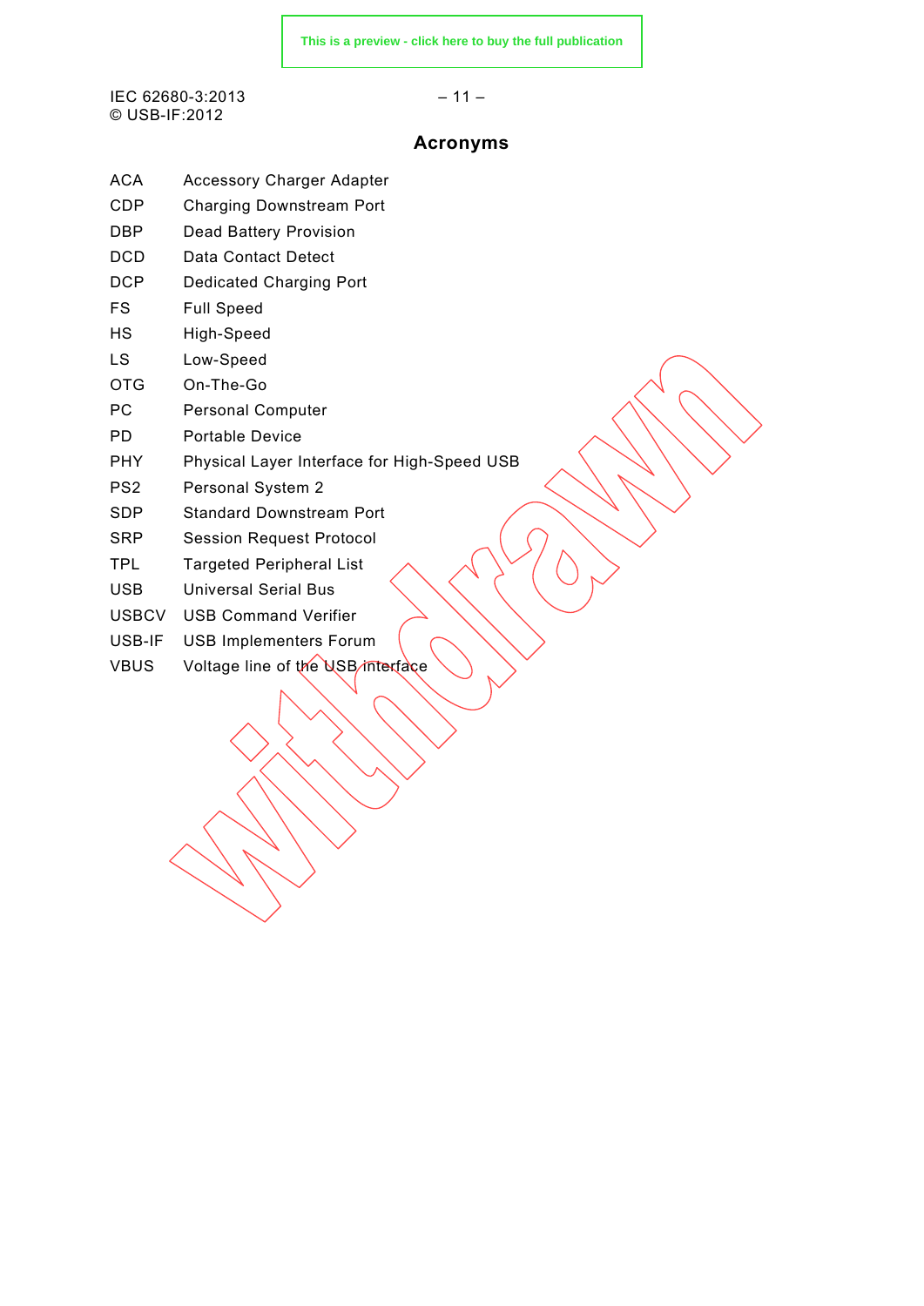## Acronyms

| | |
|---|---|
| ACA | Accessory Charger Adapter |
| CDP | Charging Downstream Port |
| DBP | Dead Battery Provision |
| DCD | Data Contact Detect |
| DCP | Dedicated Charging Port |
| FS | Full Speed |
| HS | High-Speed |
| LS | Low-Speed |
| OTG | On-The-Go |
| PC | Personal Computer |
| PD | Portable Device |
| PHY | Physical Layer Interface for High-Speed USB |
| PS2 | Personal System 2 |
| SDP | Standard Downstream Port |
| SRP | Session Request Protocol |
| TPL | Targeted Peripheral List |
| USB | Universal Serial Bus |
| USBCV | USB Command Verifier |
| USB-IF | USB Implementers Forum |
| VBUS | Voltage line of the USB interface |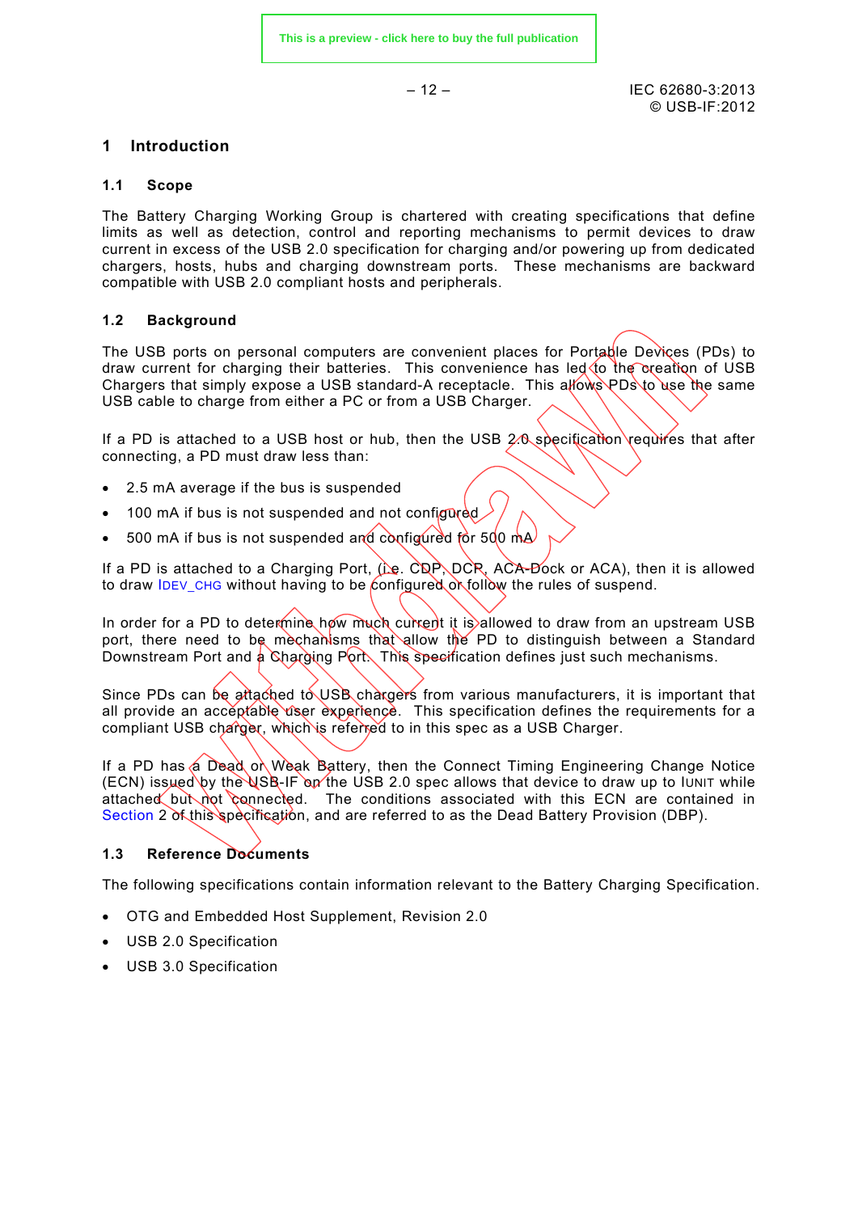# 1 Introduction

## 1.1 Scope

The Battery Charging Working Group is chartered with creating specifications that define limits as well as detection, control and reporting mechanisms to permit devices to draw current in excess of the USB 2.0 specification for charging and/or powering up from dedicated chargers, hosts, hubs and charging downstream ports. These mechanisms are backward compatible with USB 2.0 compliant hosts and peripherals.

## 1.2 Background

The USB ports on personal computers are convenient places for Portable Devices (PDs) to draw current for charging their batteries. This convenience has led to the creation of USB Chargers that simply expose a USB standard-A receptacle. This allows PDs to use the same USB cable to charge from either a PC or from a USB Charger.

If a PD is attached to a USB host or hub, then the USB 2.0 specification requires that after connecting, a PD must draw less than:

- 2.5 mA average if the bus is suspended
- 100 mA if bus is not suspended and not configured
- 500 mA if bus is not suspended and configured for 500 mA

If a PD is attached to a Charging Port, (i.e. CDP, DCP, ACA-Dock or ACA), then it is allowed to draw IDEV_CHG without having to be configured or follow the rules of suspend.

In order for a PD to determine how much current it is allowed to draw from an upstream USB port, there need to be mechanisms that allow the PD to distinguish between a Standard Downstream Port and a Charging Port. This specification defines just such mechanisms.

Since PDs can be attached to USB chargers from various manufacturers, it is important that all provide an acceptable user experience. This specification defines the requirements for a compliant USB charger, which is referred to in this spec as a USB Charger.

If a PD has a Dead or Weak Battery, then the Connect Timing Engineering Change Notice (ECN) issued by the USB-IF on the USB 2.0 spec allows that device to draw up to IUNIT while attached but not connected. The conditions associated with this ECN are contained in Section 2 of this specification, and are referred to as the Dead Battery Provision (DBP).

## 1.3 Reference Documents

The following specifications contain information relevant to the Battery Charging Specification.

- OTG and Embedded Host Supplement, Revision 2.0
- USB 2.0 Specification
- USB 3.0 Specification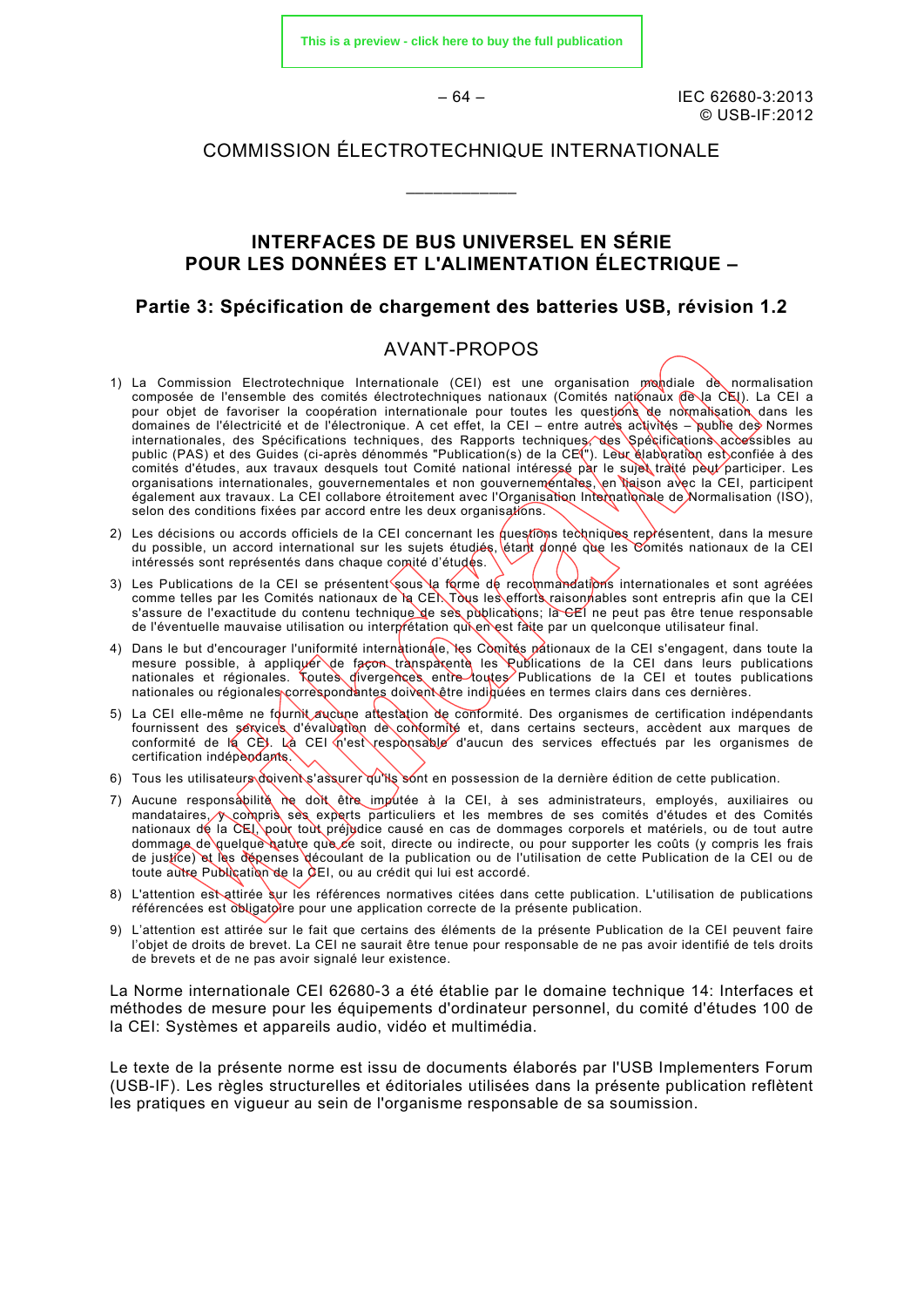# COMMISSION ÉLECTROTECHNIQUE INTERNATIONALE

___________

## INTERFACES DE BUS UNIVERSEL EN SÉRIE POUR LES DONNÉES ET L'ALIMENTATION ÉLECTRIQUE –

### Partie 3: Spécification de chargement des batteries USB, révision 1.2

## AVANT-PROPOS

1) La Commission Electrotechnique Internationale (CEI) est une organisation mondiale de normalisation composée de l'ensemble des comités électrotechniques nationaux (Comités nationaux de la CEI). La CEI a pour objet de favoriser la coopération internationale pour toutes les questions de normalisation dans les domaines de l'électricité et de l'électronique. A cet effet, la CEI – entre autres activités – publie des Normes internationales, des Spécifications techniques, des Rapports techniques, des Spécifications accessibles au public (PAS) et des Guides (ci-après dénommés "Publication(s) de la CEI"). Leur élaboration est confiée à des comités d'études, aux travaux desquels tout Comité national intéressé par le sujet traité peut participer. Les organisations internationales, gouvernementales et non gouvernementales, en liaison avec la CEI, participent également aux travaux. La CEI collabore étroitement avec l'Organisation Internationale de Normalisation (ISO), selon des conditions fixées par accord entre les deux organisations.
2) Les décisions ou accords officiels de la CEI concernant les questions techniques représentent, dans la mesure du possible, un accord international sur les sujets étudiés, étant donné que les Comités nationaux de la CEI intéressés sont représentés dans chaque comité d'études.
3) Les Publications de la CEI se présentent sous la forme de recommandations internationales et sont agréées comme telles par les Comités nationaux de la CEI. Tous les efforts raisonnables sont entrepris afin que la CEI s'assure de l'exactitude du contenu technique de ses publications; la CEI ne peut pas être tenue responsable de l'éventuelle mauvaise utilisation ou interprétation qui en est faite par un quelconque utilisateur final.
4) Dans le but d'encourager l'uniformité internationale, les Comités nationaux de la CEI s'engagent, dans toute la mesure possible, à appliquer de façon transparente les Publications de la CEI dans leurs publications nationales et régionales. Toutes divergences entre toutes Publications de la CEI et toutes publications nationales ou régionales correspondantes doivent être indiquées en termes clairs dans ces dernières.
5) La CEI elle-même ne fournit aucune attestation de conformité. Des organismes de certification indépendants fournissent des services d'évaluation de conformité et, dans certains secteurs, accèdent aux marques de conformité de la CEI. La CEI n'est responsable d'aucun des services effectués par les organismes de certification indépendants.
6) Tous les utilisateurs doivent s'assurer qu'ils sont en possession de la dernière édition de cette publication.
7) Aucune responsabilité ne doit être imputée à la CEI, à ses administrateurs, employés, auxiliaires ou mandataires, y compris ses experts particuliers et les membres de ses comités d'études et des Comités nationaux de la CEI, pour tout préjudice causé en cas de dommages corporels et matériels, ou de tout autre dommage de quelque nature que ce soit, directe ou indirecte, ou pour supporter les coûts (y compris les frais de justice) et les dépenses découlant de la publication ou de l'utilisation de cette Publication de la CEI ou de toute autre Publication de la CEI, ou au crédit qui lui est accordé.
8) L'attention est attirée sur les références normatives citées dans cette publication. L'utilisation de publications référencées est obligatoire pour une application correcte de la présente publication.
9) L'attention est attirée sur le fait que certains des éléments de la présente Publication de la CEI peuvent faire l'objet de droits de brevet. La CEI ne saurait être tenue pour responsable de ne pas avoir identifié de tels droits de brevets et de ne pas avoir signalé leur existence.

La Norme internationale CEI 62680-3 a été établie par le domaine technique 14: Interfaces et méthodes de mesure pour les équipements d'ordinateur personnel, du comité d'études 100 de la CEI: Systèmes et appareils audio, vidéo et multimédia.

Le texte de la présente norme est issu de documents élaborés par l'USB Implementers Forum (USB-IF). Les règles structurelles et éditoriales utilisées dans la présente publication reflètent les pratiques en vigueur au sein de l'organisme responsable de sa soumission.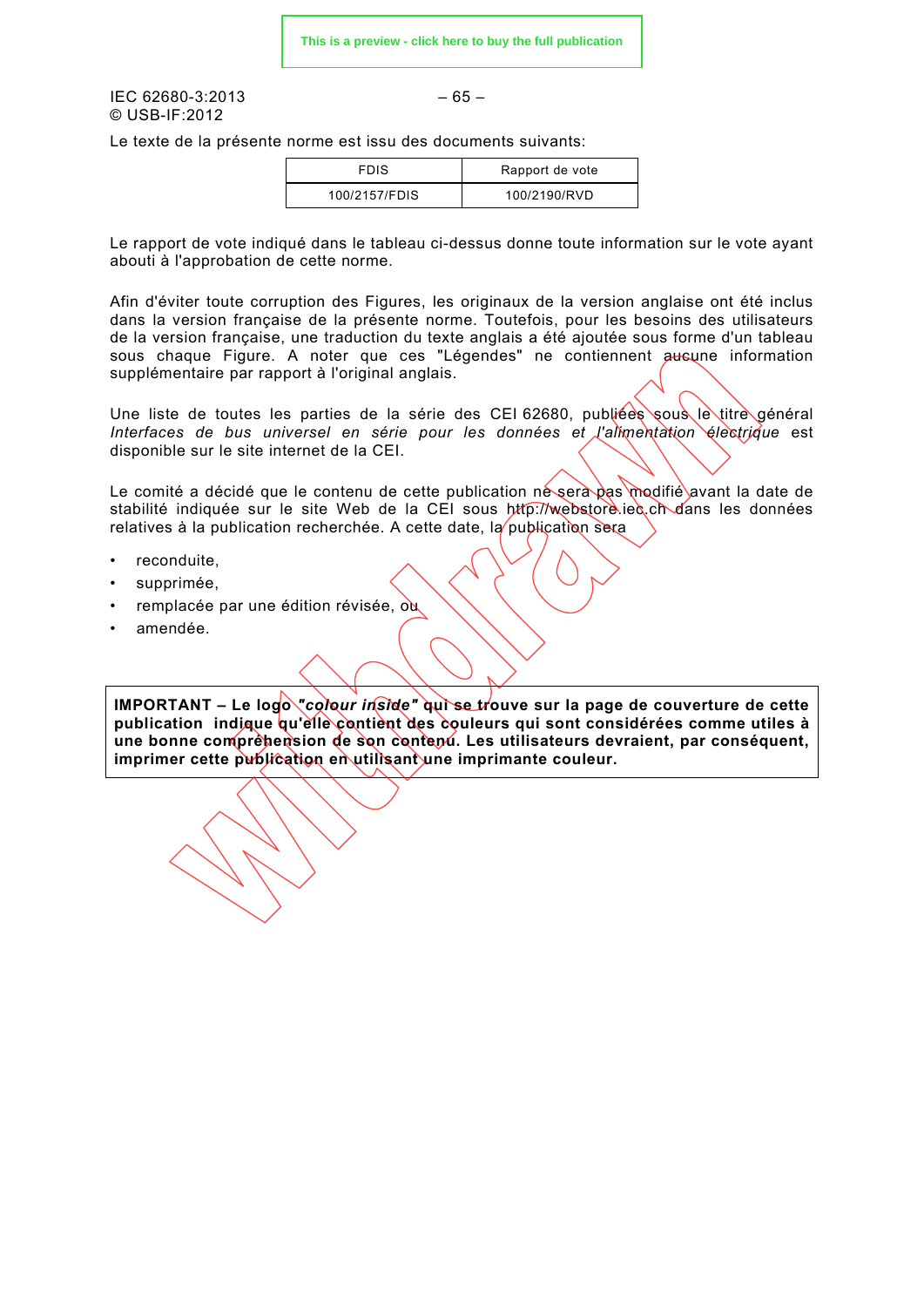Le texte de la présente norme est issu des documents suivants:

| FDIS | Rapport de vote |
| --- | --- |
| 100/2157/FDIS | 100/2190/RVD |

Le rapport de vote indiqué dans le tableau ci-dessus donne toute information sur le vote ayant abouti à l'approbation de cette norme.

Afin d'éviter toute corruption des Figures, les originaux de la version anglaise ont été inclus dans la version française de la présente norme. Toutefois, pour les besoins des utilisateurs de la version française, une traduction du texte anglais a été ajoutée sous forme d'un tableau sous chaque Figure. A noter que ces "Légendes" ne contiennent aucune information supplémentaire par rapport à l'original anglais.

Une liste de toutes les parties de la série des CEI 62680, publiées sous le titre général *Interfaces de bus universel en série pour les données et l'alimentation électrique* est disponible sur le site internet de la CEI.

Le comité a décidé que le contenu de cette publication ne sera pas modifié avant la date de stabilité indiquée sur le site Web de la CEI sous http://webstore.iec.ch dans les données relatives à la publication recherchée. A cette date, la publication sera

- reconduite,
- supprimée,
- remplacée par une édition révisée, ou
- amendée.

**IMPORTANT – Le logo *"colour inside"* qui se trouve sur la page de couverture de cette publication indique qu'elle contient des couleurs qui sont considérées comme utiles à une bonne compréhension de son contenu. Les utilisateurs devraient, par conséquent, imprimer cette publication en utilisant une imprimante couleur.**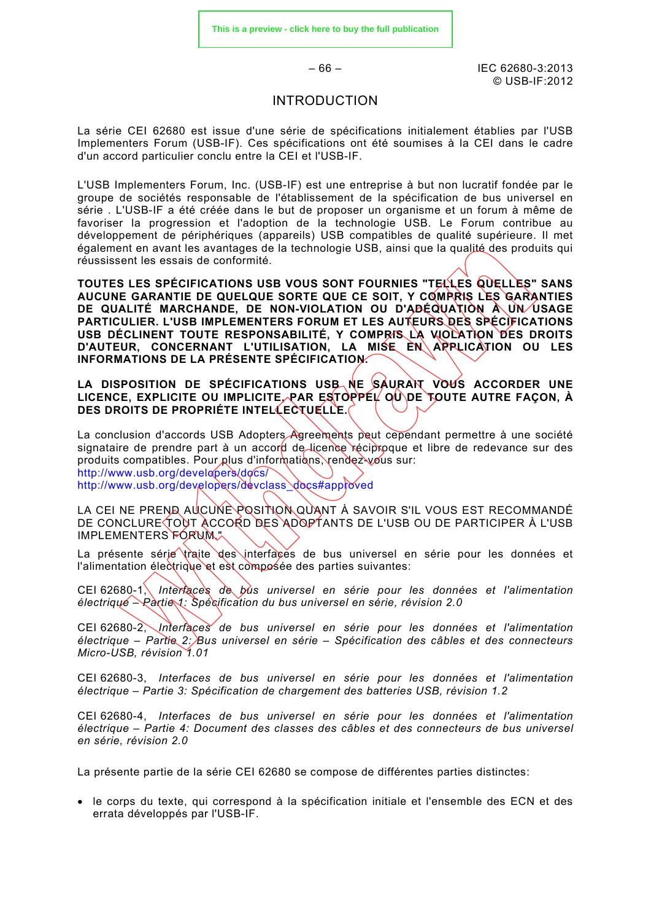## INTRODUCTION

La série CEI 62680 est issue d'une série de spécifications initialement établies par l'USB Implementers Forum (USB-IF). Ces spécifications ont été soumises à la CEI dans le cadre d'un accord particulier conclu entre la CEI et l'USB-IF.

L'USB Implementers Forum, Inc. (USB-IF) est une entreprise à but non lucratif fondée par le groupe de sociétés responsable de l'établissement de la spécification de bus universel en série . L'USB-IF a été créée dans le but de proposer un organisme et un forum à même de favoriser la progression et l'adoption de la technologie USB. Le Forum contribue au développement de périphériques (appareils) USB compatibles de qualité supérieure. Il met également en avant les avantages de la technologie USB, ainsi que la qualité des produits qui réussissent les essais de conformité.

**TOUTES LES SPÉCIFICATIONS USB VOUS SONT FOURNIES "TELLES QUELLES" SANS AUCUNE GARANTIE DE QUELQUE SORTE QUE CE SOIT, Y COMPRIS LES GARANTIES DE QUALITÉ MARCHANDE, DE NON-VIOLATION OU D'ADÉQUATION À UN USAGE PARTICULIER. L'USB IMPLEMENTERS FORUM ET LES AUTEURS DES SPÉCIFICATIONS USB DÉCLINENT TOUTE RESPONSABILITÉ, Y COMPRIS LA VIOLATION DES DROITS D'AUTEUR, CONCERNANT L'UTILISATION, LA MISE EN APPLICATION OU LES INFORMATIONS DE LA PRÉSENTE SPÉCIFICATION.**

**LA DISPOSITION DE SPÉCIFICATIONS USB NE SAURAIT VOUS ACCORDER UNE LICENCE, EXPLICITE OU IMPLICITE, PAR ESTOPPEL OU DE TOUTE AUTRE FAÇON, À DES DROITS DE PROPRIÉTE INTELLECTUELLE.**

La conclusion d'accords USB Adopters Agreements peut cependant permettre à une société signataire de prendre part à un accord de licence réciproque et libre de redevance sur des produits compatibles. Pour plus d'informations, rendez-vous sur:
http://www.usb.org/developers/docs/
http://www.usb.org/developers/devclass_docs#approved

LA CEI NE PREND AUCUNE POSITION QUANT À SAVOIR S'IL VOUS EST RECOMMANDÉ DE CONCLURE TOUT ACCORD DES ADOPTANTS DE L'USB OU DE PARTICIPER À L'USB IMPLEMENTERS FORUM."

La présente série traite des interfaces de bus universel en série pour les données et l'alimentation électrique et est composée des parties suivantes:

CEI 62680-1, *Interfaces de bus universel en série pour les données et l'alimentation électrique – Partie 1: Spécification du bus universel en série, révision 2.0*

CEI 62680-2, *Interfaces de bus universel en série pour les données et l'alimentation électrique – Partie 2: Bus universel en série – Spécification des câbles et des connecteurs Micro-USB, révision 1.01*

CEI 62680-3, *Interfaces de bus universel en série pour les données et l'alimentation électrique – Partie 3: Spécification de chargement des batteries USB, révision 1.2*

CEI 62680-4, *Interfaces de bus universel en série pour les données et l'alimentation électrique – Partie 4: Document des classes des câbles et des connecteurs de bus universel en série, révision 2.0*

La présente partie de la série CEI 62680 se compose de différentes parties distinctes:

- le corps du texte, qui correspond à la spécification initiale et l'ensemble des ECN et des errata développés par l'USB-IF.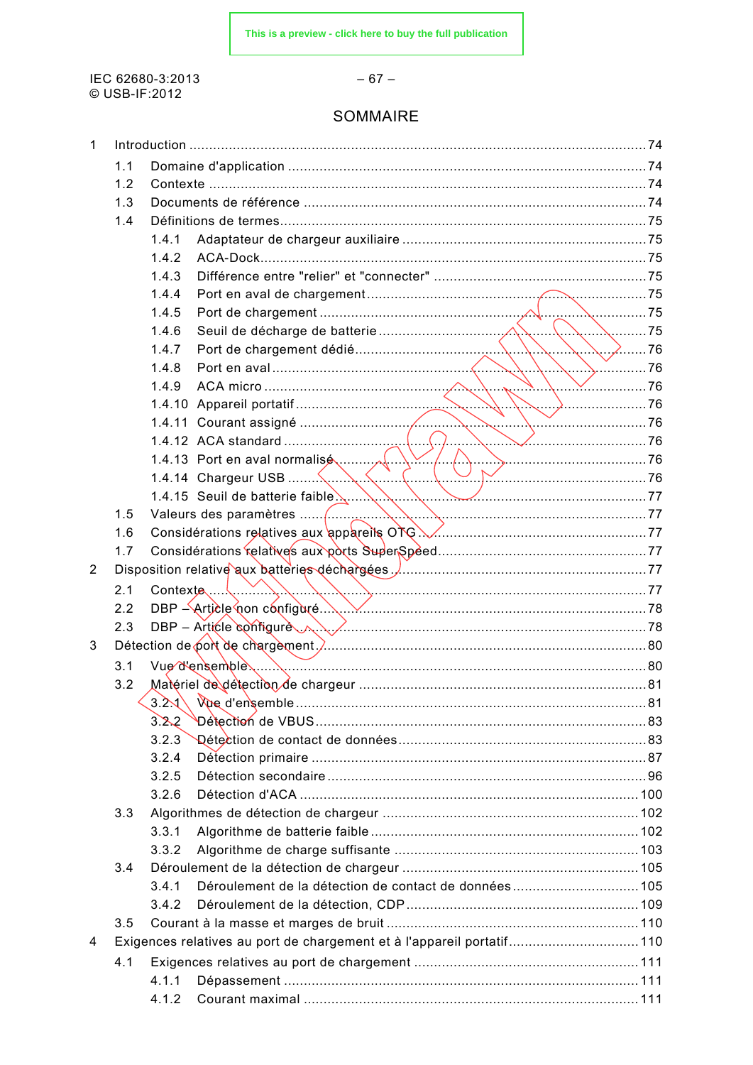# SOMMAIRE

1 Introduction .......................................................................................................... 74

1.1 Domaine d'application ........................................................................................ 74

1.2 Contexte .............................................................................................................. 74

1.3 Documents de référence ..................................................................................... 74

1.4 Définitions de termes........................................................................................... 75

1.4.1 Adaptateur de chargeur auxiliaire ...................................................................... 75

1.4.2 ACA-Dock........................................................................................................... 75

1.4.3 Différence entre "relier" et "connecter" .............................................................. 75

1.4.4 Port en aval de chargement................................................................................ 75

1.4.5 Port de chargement ............................................................................................ 75

1.4.6 Seuil de décharge de batterie ............................................................................. 75

1.4.7 Port de chargement dédié................................................................................... 76

1.4.8 Port en aval ......................................................................................................... 76

1.4.9 ACA micro ........................................................................................................... 76

1.4.10 Appareil portatif ................................................................................................. 76

1.4.11 Courant assigné ................................................................................................ 76

1.4.12 ACA standard .................................................................................................... 76

1.4.13 Port en aval normalisé ....................................................................................... 76

1.4.14 Chargeur USB .................................................................................................... 76

1.4.15 Seuil de batterie faible ....................................................................................... 77

1.5 Valeurs des paramètres ...................................................................................... 77

1.6 Considérations relatives aux appareils OTG ........................................................ 77

1.7 Considérations relatives aux ports SuperSpeed................................................... 77

2 Disposition relative aux batteries déchargées ........................................................ 77

2.1 Contexte .............................................................................................................. 77

2.2 DBP – Article non configuré................................................................................. 78

2.3 DBP – Article configuré ....................................................................................... 78

3 Détection de port de chargement.............................................................................. 80

3.1 Vue d'ensemble.................................................................................................... 80

3.2 Matériel de détection de chargeur ....................................................................... 81

3.2.1 Vue d'ensemble................................................................................................... 81

3.2.2 Détection de VBUS.............................................................................................. 83

3.2.3 Détection de contact de données........................................................................ 83

3.2.4 Détection primaire ............................................................................................... 87

3.2.5 Détection secondaire ........................................................................................... 96

3.2.6 Détection d'ACA ................................................................................................ 100

3.3 Algorithmes de détection de chargeur ............................................................... 102

3.3.1 Algorithme de batterie faible .............................................................................. 102

3.3.2 Algorithme de charge suffisante ......................................................................... 103

3.4 Déroulement de la détection de chargeur ........................................................... 105

3.4.1 Déroulement de la détection de contact de données.......................................... 105

3.4.2 Déroulement de la détection, CDP ..................................................................... 109

3.5 Courant à la masse et marges de bruit ............................................................... 110

4 Exigences relatives au port de chargement et à l'appareil portatif............................ 110

4.1 Exigences relatives au port de chargement ........................................................ 111

4.1.1 Dépassement ...................................................................................................... 111

4.1.2 Courant maximal ................................................................................................. 111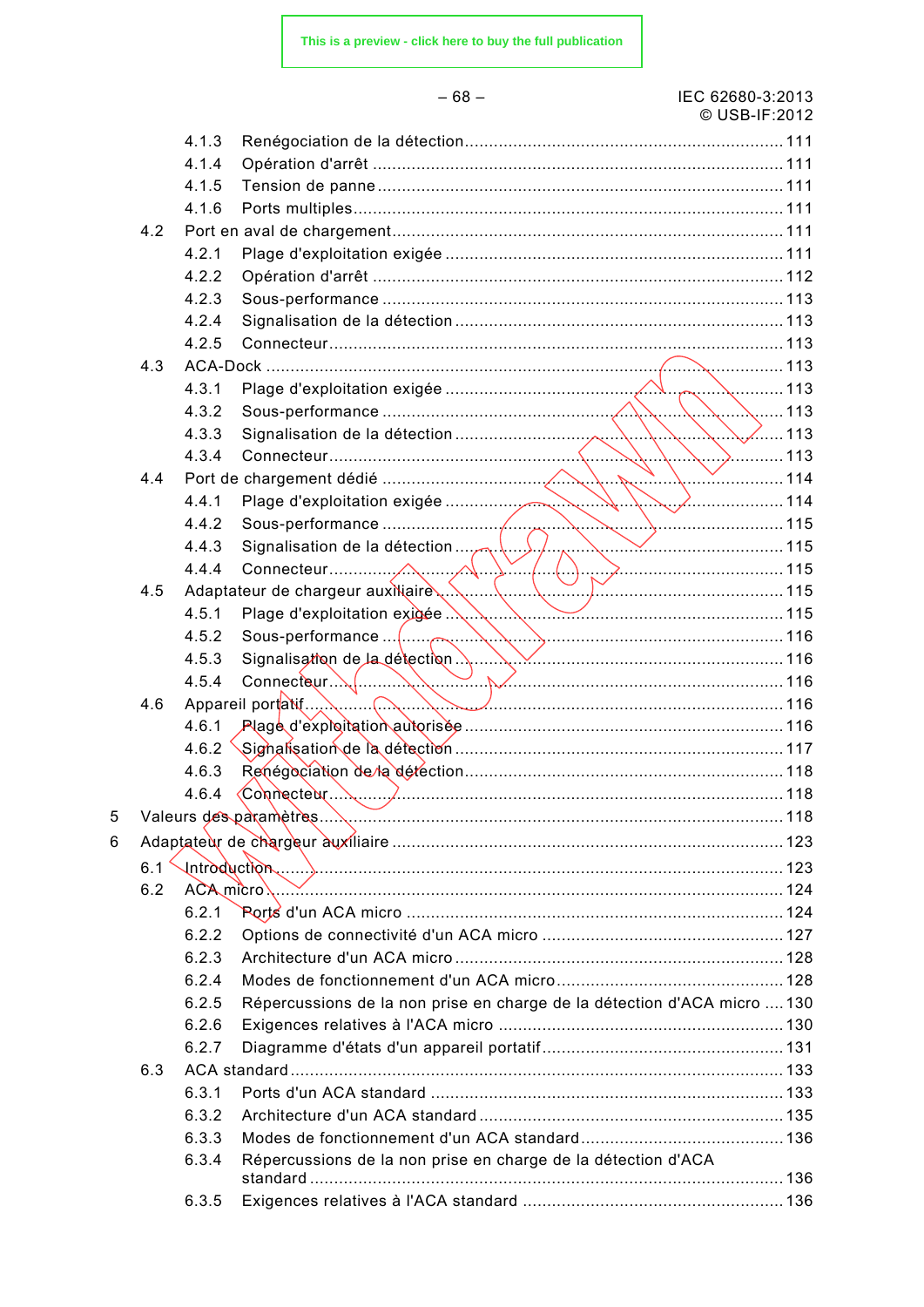4.1.3 Renégociation de la détection ........................................................ 111
4.1.4 Opération d'arrêt ........................................................ 111
4.1.5 Tension de panne ........................................................ 111
4.1.6 Ports multiples ........................................................ 111
4.2 Port en aval de chargement ........................................................ 111
4.2.1 Plage d'exploitation exigée ........................................................ 111
4.2.2 Opération d'arrêt ........................................................ 112
4.2.3 Sous-performance ........................................................ 113
4.2.4 Signalisation de la détection ........................................................ 113
4.2.5 Connecteur ........................................................ 113
4.3 ACA-Dock ........................................................ 113
4.3.1 Plage d'exploitation exigée ........................................................ 113
4.3.2 Sous-performance ........................................................ 113
4.3.3 Signalisation de la détection ........................................................ 113
4.3.4 Connecteur ........................................................ 113
4.4 Port de chargement dédié ........................................................ 114
4.4.1 Plage d'exploitation exigée ........................................................ 114
4.4.2 Sous-performance ........................................................ 115
4.4.3 Signalisation de la détection ........................................................ 115
4.4.4 Connecteur ........................................................ 115
4.5 Adaptateur de chargeur auxiliaire ........................................................ 115
4.5.1 Plage d'exploitation exigée ........................................................ 115
4.5.2 Sous-performance ........................................................ 116
4.5.3 Signalisation de la détection ........................................................ 116
4.5.4 Connecteur ........................................................ 116
4.6 Appareil portatif ........................................................ 116
4.6.1 Plage d'exploitation autorisée ........................................................ 116
4.6.2 Signalisation de la détection ........................................................ 117
4.6.3 Renégociation de la détection ........................................................ 118
4.6.4 Connecteur ........................................................ 118
5 Valeurs des paramètres ........................................................ 118
6 Adaptateur de chargeur auxiliaire ........................................................ 123
6.1 Introduction ........................................................ 123
6.2 ACA micro ........................................................ 124
6.2.1 Ports d'un ACA micro ........................................................ 124
6.2.2 Options de connectivité d'un ACA micro ........................................................ 127
6.2.3 Architecture d'un ACA micro ........................................................ 128
6.2.4 Modes de fonctionnement d'un ACA micro ........................................................ 128
6.2.5 Répercussions de la non prise en charge de la détection d'ACA micro ........ 130
6.2.6 Exigences relatives à l'ACA micro ........................................................ 130
6.2.7 Diagramme d'états d'un appareil portatif ........................................................ 131
6.3 ACA standard ........................................................ 133
6.3.1 Ports d'un ACA standard ........................................................ 133
6.3.2 Architecture d'un ACA standard ........................................................ 135
6.3.3 Modes de fonctionnement d'un ACA standard ........................................................ 136
6.3.4 Répercussions de la non prise en charge de la détection d'ACA standard ........................................................ 136
6.3.5 Exigences relatives à l'ACA standard ........................................................ 136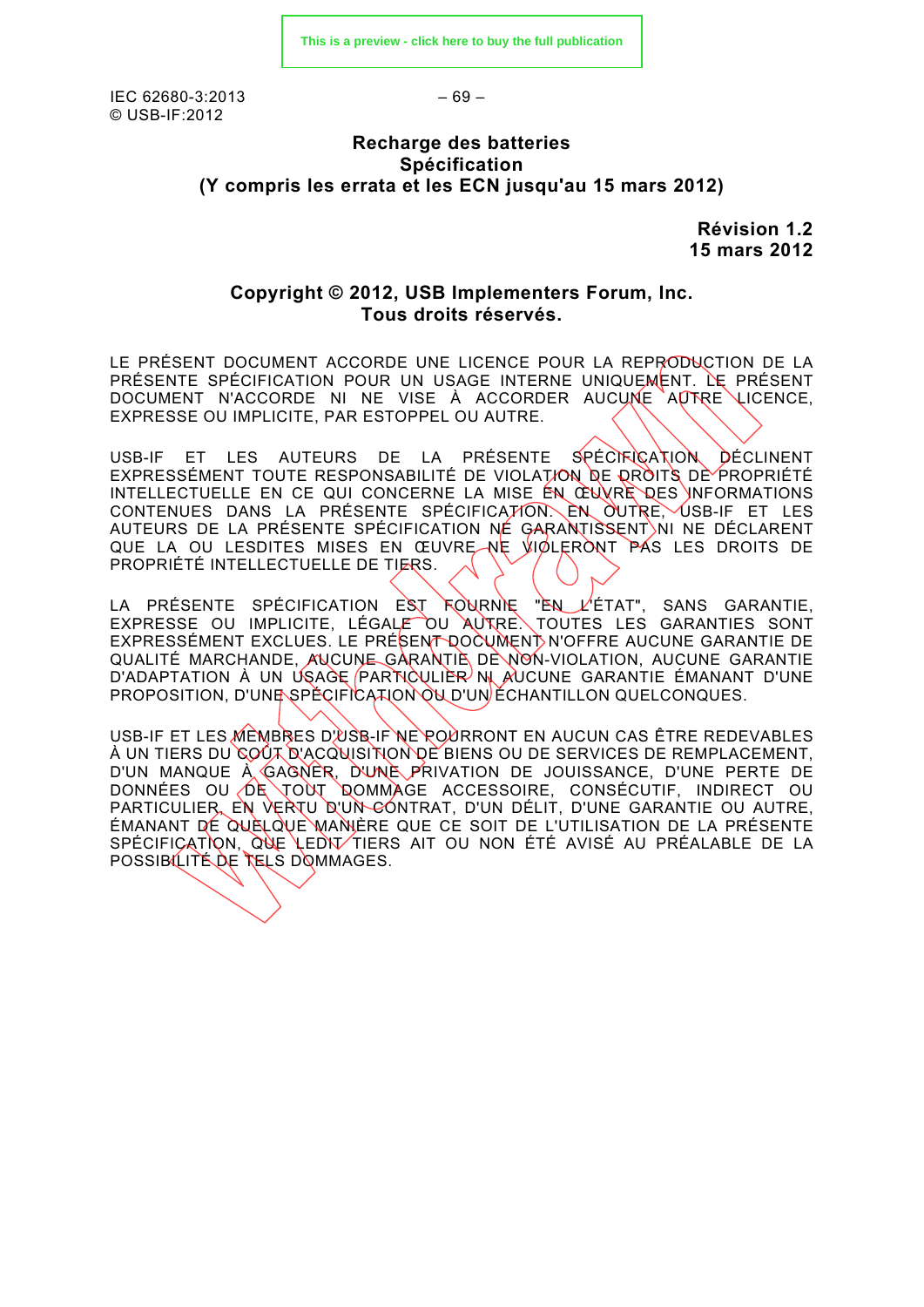**Recharge des batteries**
**Spécification**
**(Y compris les errata et les ECN jusqu'au 15 mars 2012)**

**Révision 1.2**
**15 mars 2012**

**Copyright © 2012, USB Implementers Forum, Inc.**
**Tous droits réservés.**

LE PRÉSENT DOCUMENT ACCORDE UNE LICENCE POUR LA REPRODUCTION DE LA PRÉSENTE SPÉCIFICATION POUR UN USAGE INTERNE UNIQUEMENT. LE PRÉSENT DOCUMENT N'ACCORDE NI NE VISE À ACCORDER AUCUNE AUTRE LICENCE, EXPRESSE OU IMPLICITE, PAR ESTOPPEL OU AUTRE.

USB-IF ET LES AUTEURS DE LA PRÉSENTE SPÉCIFICATION DÉCLINENT EXPRESSÉMENT TOUTE RESPONSABILITÉ DE VIOLATION DE DROITS DE PROPRIÉTÉ INTELLECTUELLE EN CE QUI CONCERNE LA MISE EN ŒUVRE DES INFORMATIONS CONTENUES DANS LA PRÉSENTE SPÉCIFICATION. EN OUTRE, USB-IF ET LES AUTEURS DE LA PRÉSENTE SPÉCIFICATION NE GARANTISSENT NI NE DÉCLARENT QUE LA OU LESDITES MISES EN ŒUVRE NE VIOLERONT PAS LES DROITS DE PROPRIÉTÉ INTELLECTUELLE DE TIERS.

LA PRÉSENTE SPÉCIFICATION EST FOURNIE "EN L'ÉTAT", SANS GARANTIE, EXPRESSE OU IMPLICITE, LÉGALE OU AUTRE. TOUTES LES GARANTIES SONT EXPRESSÉMENT EXCLUES. LE PRÉSENT DOCUMENT N'OFFRE AUCUNE GARANTIE DE QUALITÉ MARCHANDE, AUCUNE GARANTIE DE NON-VIOLATION, AUCUNE GARANTIE D'ADAPTATION À UN USAGE PARTICULIER NI AUCUNE GARANTIE ÉMANANT D'UNE PROPOSITION, D'UNE SPÉCIFICATION OU D'UN ÉCHANTILLON QUELCONQUES.

USB-IF ET LES MEMBRES D'USB-IF NE POURRONT EN AUCUN CAS ÊTRE REDEVABLES À UN TIERS DU COÛT D'ACQUISITION DE BIENS OU DE SERVICES DE REMPLACEMENT, D'UN MANQUE À GAGNER, D'UNE PRIVATION DE JOUISSANCE, D'UNE PERTE DE DONNÉES OU DE TOUT DOMMAGE ACCESSOIRE, CONSÉCUTIF, INDIRECT OU PARTICULIER, EN VERTU D'UN CONTRAT, D'UN DÉLIT, D'UNE GARANTIE OU AUTRE, ÉMANANT DE QUELQUE MANIÈRE QUE CE SOIT DE L'UTILISATION DE LA PRÉSENTE SPÉCIFICATION, QUE LEDIT TIERS AIT OU NON ÉTÉ AVISÉ AU PRÉALABLE DE LA POSSIBILITÉ DE TELS DOMMAGES.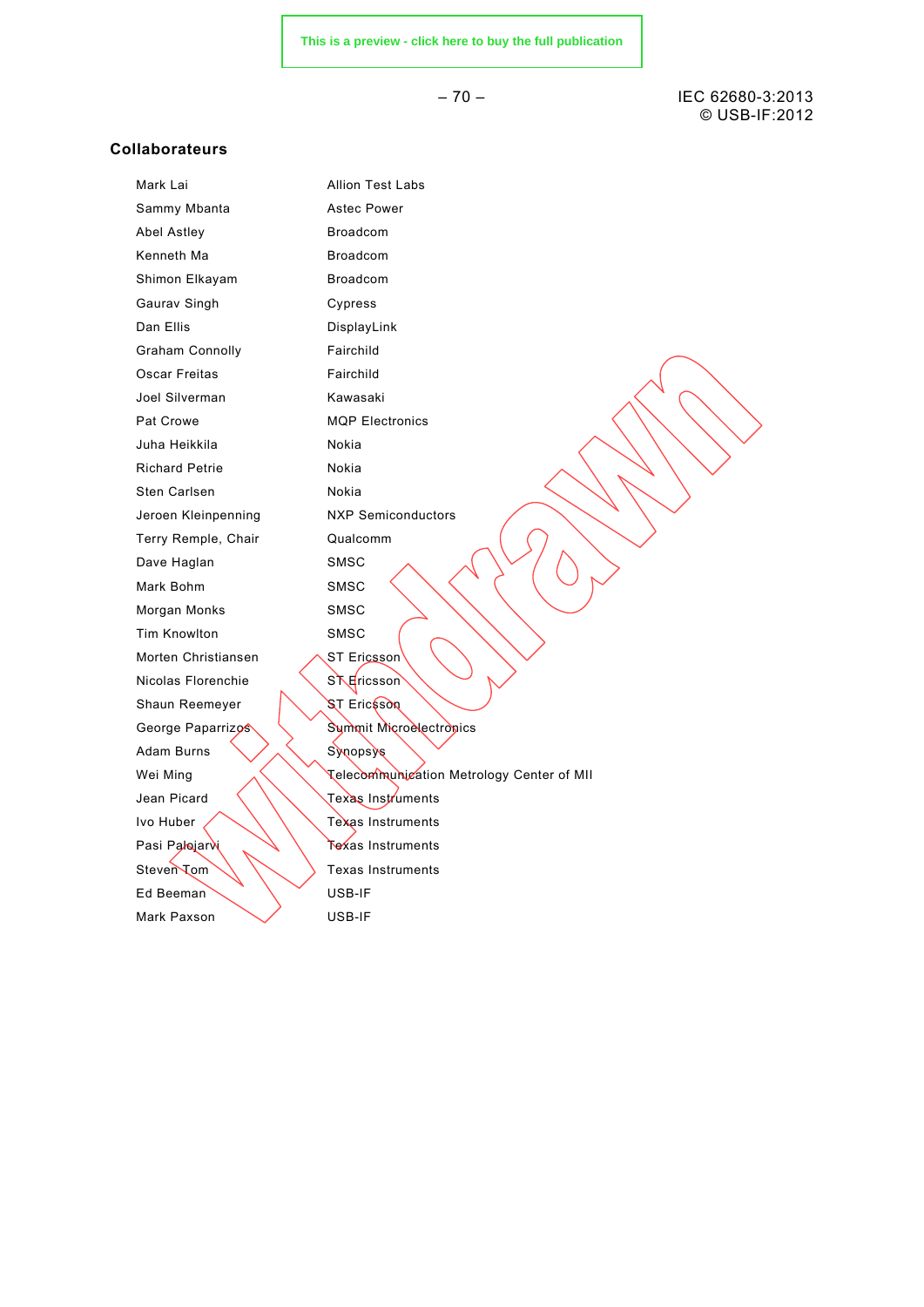## Collaborateurs

| | |
|---|---|
| Mark Lai | Allion Test Labs |
| Sammy Mbanta | Astec Power |
| Abel Astley | Broadcom |
| Kenneth Ma | Broadcom |
| Shimon Elkayam | Broadcom |
| Gaurav Singh | Cypress |
| Dan Ellis | DisplayLink |
| Graham Connolly | Fairchild |
| Oscar Freitas | Fairchild |
| Joel Silverman | Kawasaki |
| Pat Crowe | MQP Electronics |
| Juha Heikkila | Nokia |
| Richard Petrie | Nokia |
| Sten Carlsen | Nokia |
| Jeroen Kleinpenning | NXP Semiconductors |
| Terry Remple, Chair | Qualcomm |
| Dave Haglan | SMSC |
| Mark Bohm | SMSC |
| Morgan Monks | SMSC |
| Tim Knowlton | SMSC |
| Morten Christiansen | ST Ericsson |
| Nicolas Florenchie | ST Ericsson |
| Shaun Reemeyer | ST Ericsson |
| George Paparrizos | Summit Microelectronics |
| Adam Burns | Synopsys |
| Wei Ming | Telecommunication Metrology Center of MII |
| Jean Picard | Texas Instruments |
| Ivo Huber | Texas Instruments |
| Pasi Palojarvi | Texas Instruments |
| Steven Tom | Texas Instruments |
| Ed Beeman | USB-IF |
| Mark Paxson | USB-IF |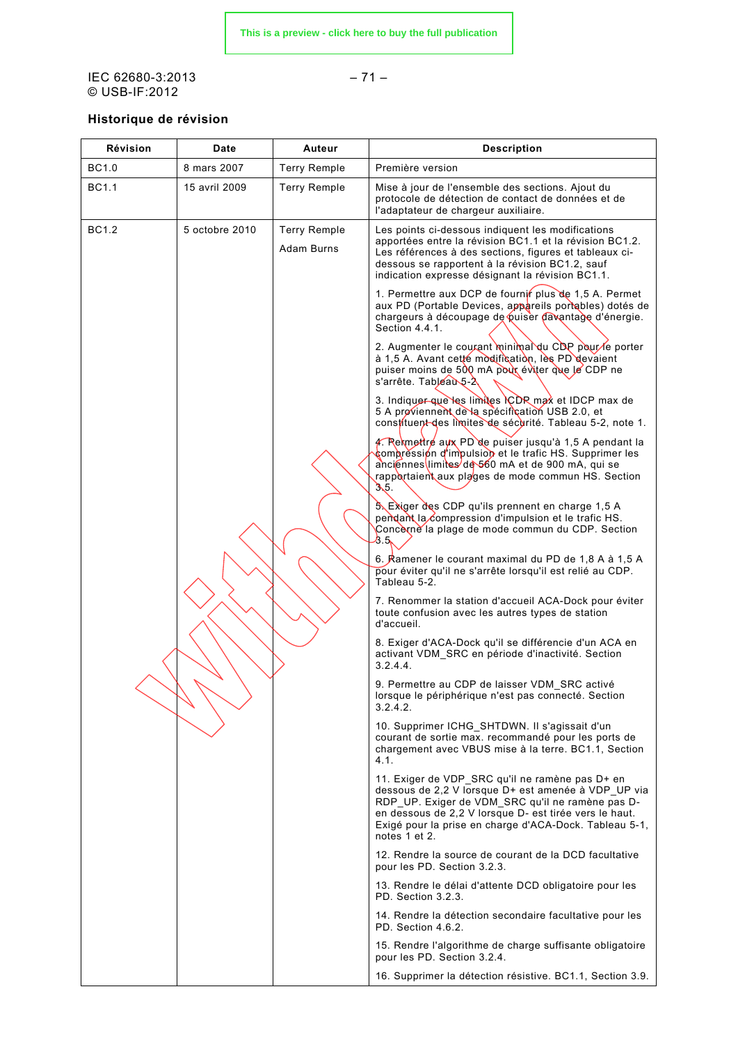### Historique de révision

| Révision | Date | Auteur | Description |
|---|---|---|---|
| BC1.0 | 8 mars 2007 | Terry Remple | Première version |
| BC1.1 | 15 avril 2009 | Terry Remple | Mise à jour de l'ensemble des sections. Ajout du protocole de détection de contact de données et de l'adaptateur de chargeur auxiliaire. |
| BC1.2 | 5 octobre 2010 | Terry Remple<br><br>Adam Burns | Les points ci-dessous indiquent les modifications apportées entre la révision BC1.1 et la révision BC1.2. Les références à des sections, figures et tableaux ci-dessous se rapportent à la révision BC1.2, sauf indication expresse désignant la révision BC1.1.<br><br>1. Permettre aux DCP de fournir plus de 1,5 A. Permet aux PD (Portable Devices, appareils portables) dotés de chargeurs à découpage de puiser davantage d'énergie. Section 4.4.1.<br><br>2. Augmenter le courant minimal du CDP pour le porter à 1,5 A. Avant cette modification, les PD devaient puiser moins de 500 mA pour éviter que le CDP ne s'arrête. Tableau 5-2.<br><br>3. Indiquer que les limites ICDP max et IDCP max de 5 A proviennent de la spécification USB 2.0, et constituent des limites de sécurité. Tableau 5-2, note 1.<br><br>4. Permettre aux PD de puiser jusqu'à 1,5 A pendant la compression d'impulsion et le trafic HS. Supprimer les anciennes limites de 560 mA et de 900 mA, qui se rapportaient aux plages de mode commun HS. Section 3.5.<br><br>5. Exiger des CDP qu'ils prennent en charge 1,5 A pendant la compression d'impulsion et le trafic HS. Concerne la plage de mode commun du CDP. Section 3.5.<br><br>6. Ramener le courant maximal du PD de 1,8 A à 1,5 A pour éviter qu'il ne s'arrête lorsqu'il est relié au CDP. Tableau 5-2.<br><br>7. Renommer la station d'accueil ACA-Dock pour éviter toute confusion avec les autres types de station d'accueil.<br><br>8. Exiger d'ACA-Dock qu'il se différencie d'un ACA en activant VDM_SRC en période d'inactivité. Section 3.2.4.4.<br><br>9. Permettre au CDP de laisser VDM_SRC activé lorsque le périphérique n'est pas connecté. Section 3.2.4.2.<br><br>10. Supprimer ICHG_SHTDWN. Il s'agissait d'un courant de sortie max. recommandé pour les ports de chargement avec VBUS mise à la terre. BC1.1, Section 4.1.<br><br>11. Exiger de VDP_SRC qu'il ne ramène pas D+ en dessous de 2,2 V lorsque D+ est amenée à VDP_UP via RDP_UP. Exiger de VDM_SRC qu'il ne ramène pas D- en dessous de 2,2 V lorsque D- est tirée vers le haut. Exigé pour la prise en charge d'ACA-Dock. Tableau 5-1, notes 1 et 2.<br><br>12. Rendre la source de courant de la DCD facultative pour les PD. Section 3.2.3.<br><br>13. Rendre le délai d'attente DCD obligatoire pour les PD. Section 3.2.3.<br><br>14. Rendre la détection secondaire facultative pour les PD. Section 4.6.2.<br><br>15. Rendre l'algorithme de charge suffisante obligatoire pour les PD. Section 3.2.4.<br><br>16. Supprimer la détection résistive. BC1.1, Section 3.9. |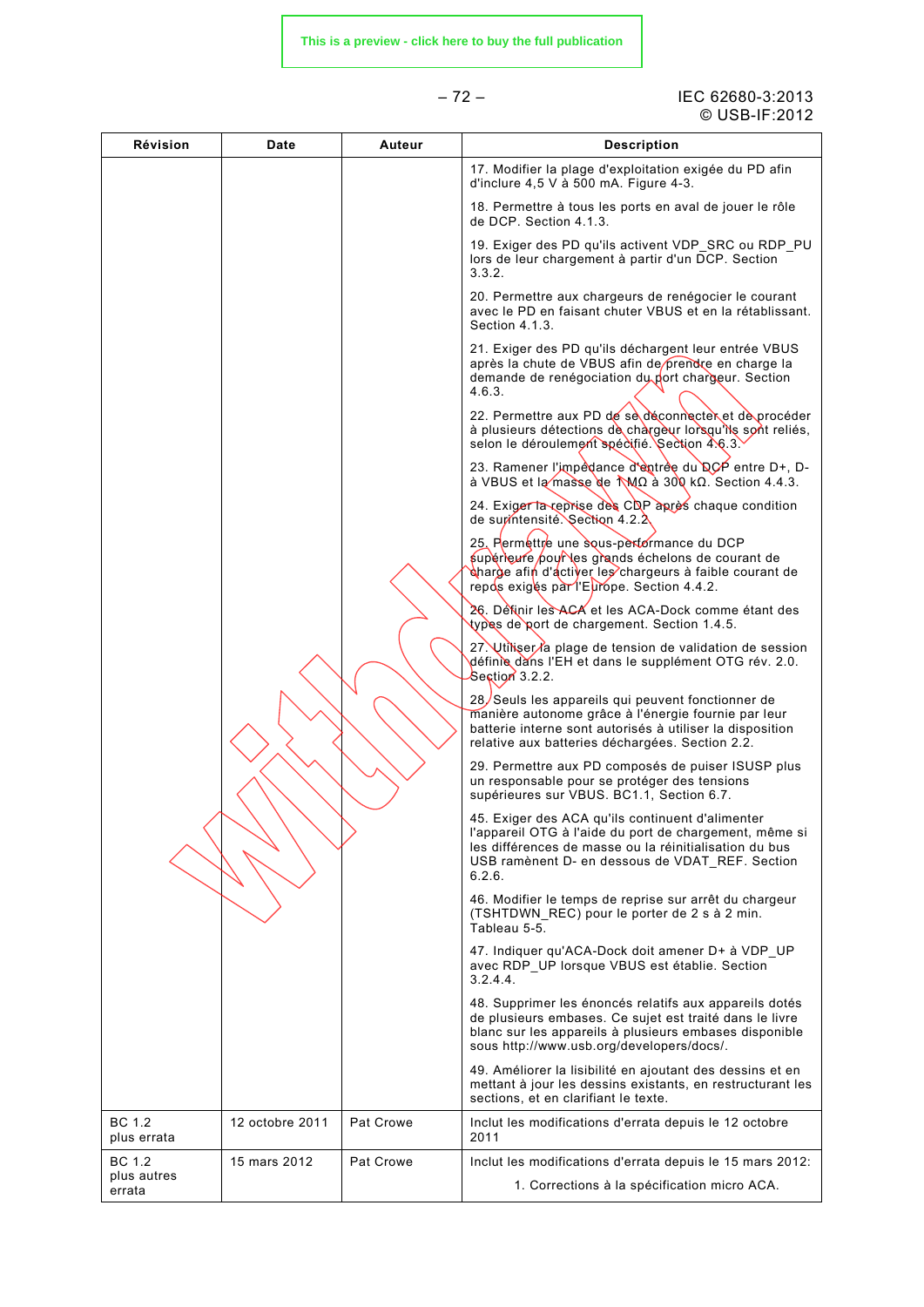| Révision | Date | Auteur | Description |
|---|---|---|---|
| | | | 17. Modifier la plage d'exploitation exigée du PD afin d'inclure 4,5 V à 500 mA. Figure 4-3.<br><br>18. Permettre à tous les ports en aval de jouer le rôle de DCP. Section 4.1.3.<br><br>19. Exiger des PD qu'ils activent VDP_SRC ou RDP_PU lors de leur chargement à partir d'un DCP. Section 3.3.2.<br><br>20. Permettre aux chargeurs de renégocier le courant avec le PD en faisant chuter VBUS et en la rétablissant. Section 4.1.3.<br><br>21. Exiger des PD qu'ils déchargent leur entrée VBUS après la chute de VBUS afin de prendre en charge la demande de renégociation du port chargeur. Section 4.6.3.<br><br>22. Permettre aux PD de se déconnecter et de procéder à plusieurs détections de chargeur lorsqu'ils sont reliés, selon le déroulement spécifié. Section 4.6.3.<br><br>23. Ramener l'impédance d'entrée du DCP entre D+, D- à VBUS et la masse de 1 MΩ à 300 kΩ. Section 4.4.3.<br><br>24. Exiger la reprise des CDP après chaque condition de surintensité. Section 4.2.2.<br><br>25. Permettre une sous-performance du DCP supérieure pour les grands échelons de courant de charge afin d'activer les chargeurs à faible courant de repos exigés par l'Europe. Section 4.4.2.<br><br>26. Définir les ACA et les ACA-Dock comme étant des types de port de chargement. Section 1.4.5.<br><br>27. Utiliser la plage de tension de validation de session définie dans l'EH et dans le supplément OTG rév. 2.0. Section 3.2.2.<br><br>28. Seuls les appareils qui peuvent fonctionner de manière autonome grâce à l'énergie fournie par leur batterie interne sont autorisés à utiliser la disposition relative aux batteries déchargées. Section 2.2.<br><br>29. Permettre aux PD composés de puiser ISUSP plus un responsable pour se protéger des tensions supérieures sur VBUS. BC1.1, Section 6.7.<br><br>45. Exiger des ACA qu'ils continuent d'alimenter l'appareil OTG à l'aide du port de chargement, même si les différences de masse ou la réinitialisation du bus USB ramènent D- en dessous de VDAT_REF. Section 6.2.6.<br><br>46. Modifier le temps de reprise sur arrêt du chargeur (TSHTDWN_REC) pour le porter de 2 s à 2 min. Tableau 5-5.<br><br>47. Indiquer qu'ACA-Dock doit amener D+ à VDP_UP avec RDP_UP lorsque VBUS est établie. Section 3.2.4.4.<br><br>48. Supprimer les énoncés relatifs aux appareils dotés de plusieurs embases. Ce sujet est traité dans le livre blanc sur les appareils à plusieurs embases disponible sous http://www.usb.org/developers/docs/.<br><br>49. Améliorer la lisibilité en ajoutant des dessins et en mettant à jour les dessins existants, en restructurant les sections, et en clarifiant le texte. |
| BC 1.2 plus errata | 12 octobre 2011 | Pat Crowe | Inclut les modifications d'errata depuis le 12 octobre 2011 |
| BC 1.2 plus autres errata | 15 mars 2012 | Pat Crowe | Inclut les modifications d'errata depuis le 15 mars 2012:<br><br>1. Corrections à la spécification micro ACA. |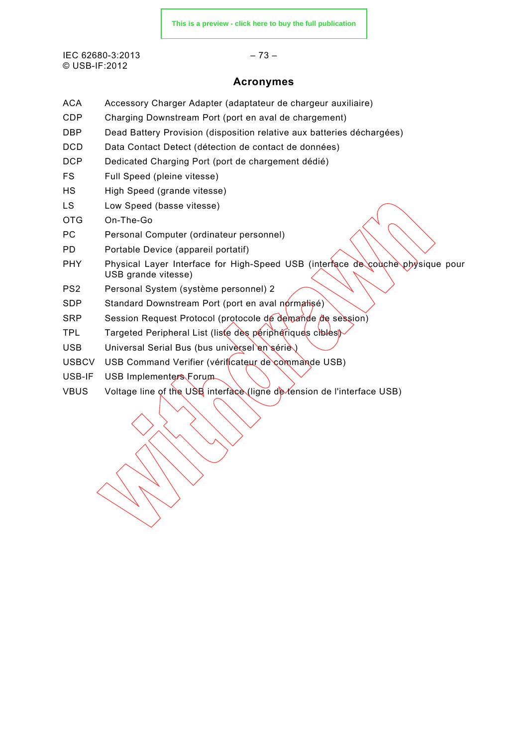## Acronymes

| | |
|---|---|
| ACA | Accessory Charger Adapter (adaptateur de chargeur auxiliaire) |
| CDP | Charging Downstream Port (port en aval de chargement) |
| DBP | Dead Battery Provision (disposition relative aux batteries déchargées) |
| DCD | Data Contact Detect (détection de contact de données) |
| DCP | Dedicated Charging Port (port de chargement dédié) |
| FS | Full Speed (pleine vitesse) |
| HS | High Speed (grande vitesse) |
| LS | Low Speed (basse vitesse) |
| OTG | On-The-Go |
| PC | Personal Computer (ordinateur personnel) |
| PD | Portable Device (appareil portatif) |
| PHY | Physical Layer Interface for High-Speed USB (interface de couche physique pour USB grande vitesse) |
| PS2 | Personal System (système personnel) 2 |
| SDP | Standard Downstream Port (port en aval normalisé) |
| SRP | Session Request Protocol (protocole de demande de session) |
| TPL | Targeted Peripheral List (liste des périphériques cibles) |
| USB | Universal Serial Bus (bus universel en série ) |
| USBCV | USB Command Verifier (vérificateur de commande USB) |
| USB-IF | USB Implementers Forum |
| VBUS | Voltage line of the USB interface (ligne de tension de l'interface USB) |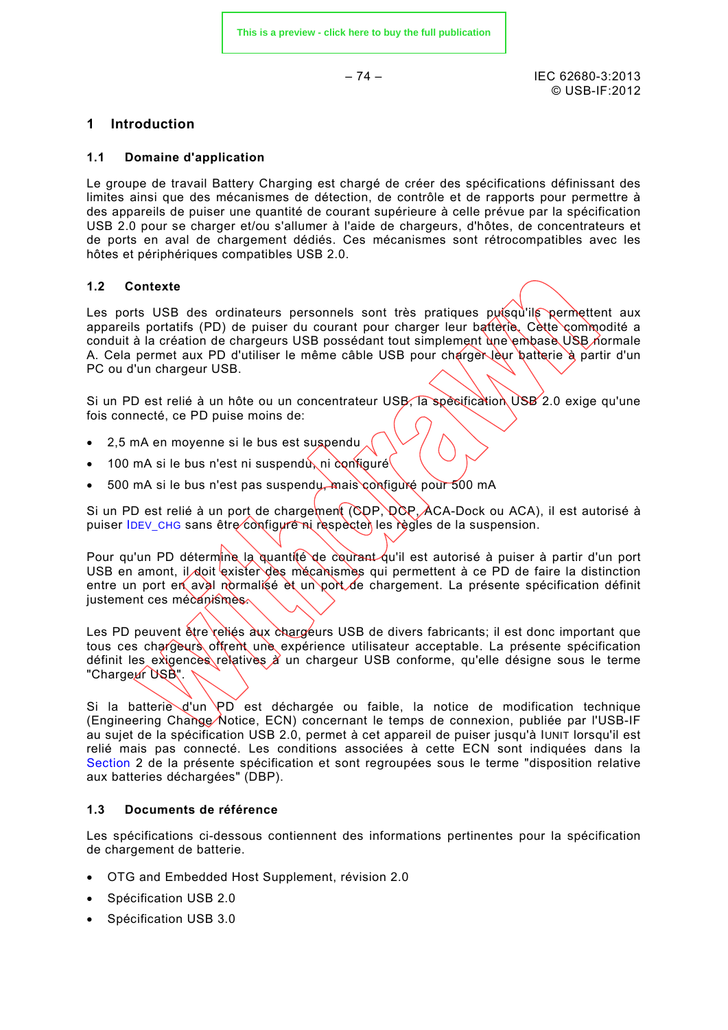# 1 Introduction

## 1.1 Domaine d'application

Le groupe de travail Battery Charging est chargé de créer des spécifications définissant des limites ainsi que des mécanismes de détection, de contrôle et de rapports pour permettre à des appareils de puiser une quantité de courant supérieure à celle prévue par la spécification USB 2.0 pour se charger et/ou s'allumer à l'aide de chargeurs, d'hôtes, de concentrateurs et de ports en aval de chargement dédiés. Ces mécanismes sont rétrocompatibles avec les hôtes et périphériques compatibles USB 2.0.

## 1.2 Contexte

Les ports USB des ordinateurs personnels sont très pratiques puisqu'ils permettent aux appareils portatifs (PD) de puiser du courant pour charger leur batterie. Cette commodité a conduit à la création de chargeurs USB possédant tout simplement une embase USB normale A. Cela permet aux PD d'utiliser le même câble USB pour charger leur batterie à partir d'un PC ou d'un chargeur USB.

Si un PD est relié à un hôte ou un concentrateur USB, la spécification USB 2.0 exige qu'une fois connecté, ce PD puise moins de:

- 2,5 mA en moyenne si le bus est suspendu
- 100 mA si le bus n'est ni suspendu, ni configuré
- 500 mA si le bus n'est pas suspendu, mais configuré pour 500 mA

Si un PD est relié à un port de chargement (CDP, DCP, ACA-Dock ou ACA), il est autorisé à puiser $I_{DEV\_CHG}$ sans être configuré ni respecter les règles de la suspension.

Pour qu'un PD détermine la quantité de courant qu'il est autorisé à puiser à partir d'un port USB en amont, il doit exister des mécanismes qui permettent à ce PD de faire la distinction entre un port en aval normalisé et un port de chargement. La présente spécification définit justement ces mécanismes.

Les PD peuvent être reliés aux chargeurs USB de divers fabricants; il est donc important que tous ces chargeurs offrent une expérience utilisateur acceptable. La présente spécification définit les exigences relatives à un chargeur USB conforme, qu'elle désigne sous le terme "Chargeur USB".

Si la batterie d'un PD est déchargée ou faible, la notice de modification technique (Engineering Change Notice, ECN) concernant le temps de connexion, publiée par l'USB-IF au sujet de la spécification USB 2.0, permet à cet appareil de puiser jusqu'à $I_{UNIT}$ lorsqu'il est relié mais pas connecté. Les conditions associées à cette ECN sont indiquées dans la Section 2 de la présente spécification et sont regroupées sous le terme "disposition relative aux batteries déchargées" (DBP).

## 1.3 Documents de référence

Les spécifications ci-dessous contiennent des informations pertinentes pour la spécification de chargement de batterie.

- OTG and Embedded Host Supplement, révision 2.0
- Spécification USB 2.0
- Spécification USB 3.0